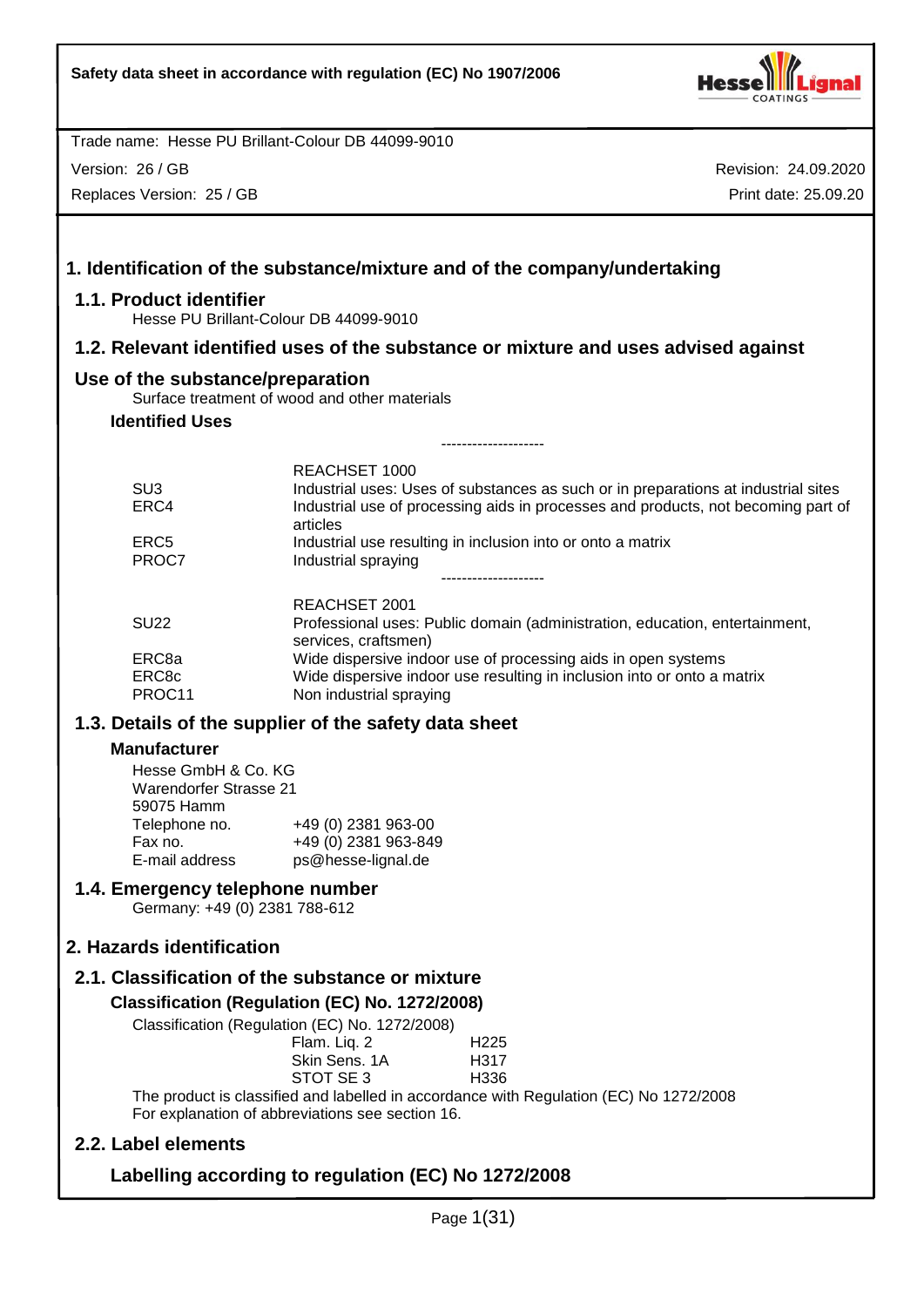**Safety data sheet in accordance with regulation (EC) No 1907/2006**

Trade name: Hesse PU Brillant-Colour DB 44099-9010

Version: 26 / GB

Replaces Version: 25 / GB

Revision: 24.09.2020

Print date: 25.09.20

# 1. Identification of the substance/mixture and of the company/undertaking

## 1.1. Product identifier

Hesse PU Brillant-Colour DB 44099-9010

## 1.2. Relevant identified uses of the substance or mixture and uses advised against

## Use of the substance/preparation

Surface treatment of wood and other materials

### Identified Uses

--------------------

| | REACHSET 1000 |
|---|---|
| SU3 | Industrial uses: Uses of substances as such or in preparations at industrial sites |
| ERC4 | Industrial use of processing aids in processes and products, not becoming part of articles |
| ERC5 | Industrial use resulting in inclusion into or onto a matrix |
| PROC7 | Industrial spraying |

--------------------

| | REACHSET 2001 |
|---|---|
| SU22 | Professional uses: Public domain (administration, education, entertainment, services, craftsmen) |
| ERC8a | Wide dispersive indoor use of processing aids in open systems |
| ERC8c | Wide dispersive indoor use resulting in inclusion into or onto a matrix |
| PROC11 | Non industrial spraying |

## 1.3. Details of the supplier of the safety data sheet

### Manufacturer

Hesse GmbH & Co. KG
Warendorfer Strasse 21
59075 Hamm

| | |
|---|---|
| Telephone no. | +49 (0) 2381 963-00 |
| Fax no. | +49 (0) 2381 963-849 |
| E-mail address | ps@hesse-lignal.de |

## 1.4. Emergency telephone number

Germany: +49 (0) 2381 788-612

# 2. Hazards identification

## 2.1. Classification of the substance or mixture

### Classification (Regulation (EC) No. 1272/2008)

Classification (Regulation (EC) No. 1272/2008)

| | |
|---|---|
| Flam. Liq. 2 | H225 |
| Skin Sens. 1A | H317 |
| STOT SE 3 | H336 |

The product is classified and labelled in accordance with Regulation (EC) No 1272/2008
For explanation of abbreviations see section 16.

## 2.2. Label elements

### Labelling according to regulation (EC) No 1272/2008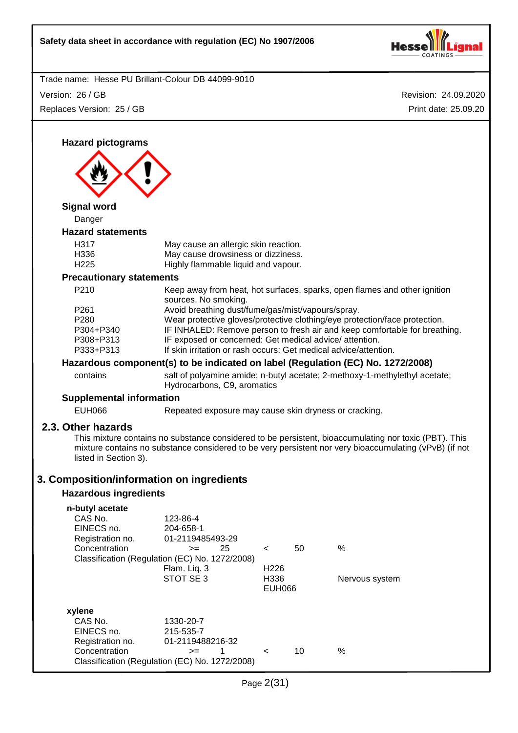### Hazard pictograms

### Signal word

Danger

### Hazard statements

| | |
|---|---|
| H317 | May cause an allergic skin reaction. |
| H336 | May cause drowsiness or dizziness. |
| H225 | Highly flammable liquid and vapour. |

### Precautionary statements

| | |
|---|---|
| P210 | Keep away from heat, hot surfaces, sparks, open flames and other ignition sources. No smoking. |
| P261 | Avoid breathing dust/fume/gas/mist/vapours/spray. |
| P280 | Wear protective gloves/protective clothing/eye protection/face protection. |
| P304+P340 | IF INHALED: Remove person to fresh air and keep comfortable for breathing. |
| P308+P313 | IF exposed or concerned: Get medical advice/ attention. |
| P333+P313 | If skin irritation or rash occurs: Get medical advice/attention. |

### Hazardous component(s) to be indicated on label (Regulation (EC) No. 1272/2008)

| | |
|---|---|
| contains | salt of polyamine amide; n-butyl acetate; 2-methoxy-1-methylethyl acetate; Hydrocarbons, C9, aromatics |

### Supplemental information

| | |
|---|---|
| EUH066 | Repeated exposure may cause skin dryness or cracking. |

## 2.3. Other hazards

This mixture contains no substance considered to be persistent, bioaccumulating nor toxic (PBT). This mixture contains no substance considered to be very persistent nor very bioaccumulating (vPvB) (if not listed in Section 3).

# 3. Composition/information on ingredients

### Hazardous ingredients

**n-butyl acetate**

| | | | | |
|---|---|---|---|---|
| CAS No. | 123-86-4 | | | |
| EINECS no. | 204-658-1 | | | |
| Registration no. | 01-2119485493-29 | | | |
| Concentration | >= 25 | < | 50 | % |

Classification (Regulation (EC) No. 1272/2008)

| | | |
|---|---|---|
| Flam. Liq. 3 | H226 | |
| STOT SE 3 | H336 | Nervous system |
| | EUH066 | |

**xylene**

| | | | | |
|---|---|---|---|---|
| CAS No. | 1330-20-7 | | | |
| EINECS no. | 215-535-7 | | | |
| Registration no. | 01-2119488216-32 | | | |
| Concentration | >= 1 | < | 10 | % |

Classification (Regulation (EC) No. 1272/2008)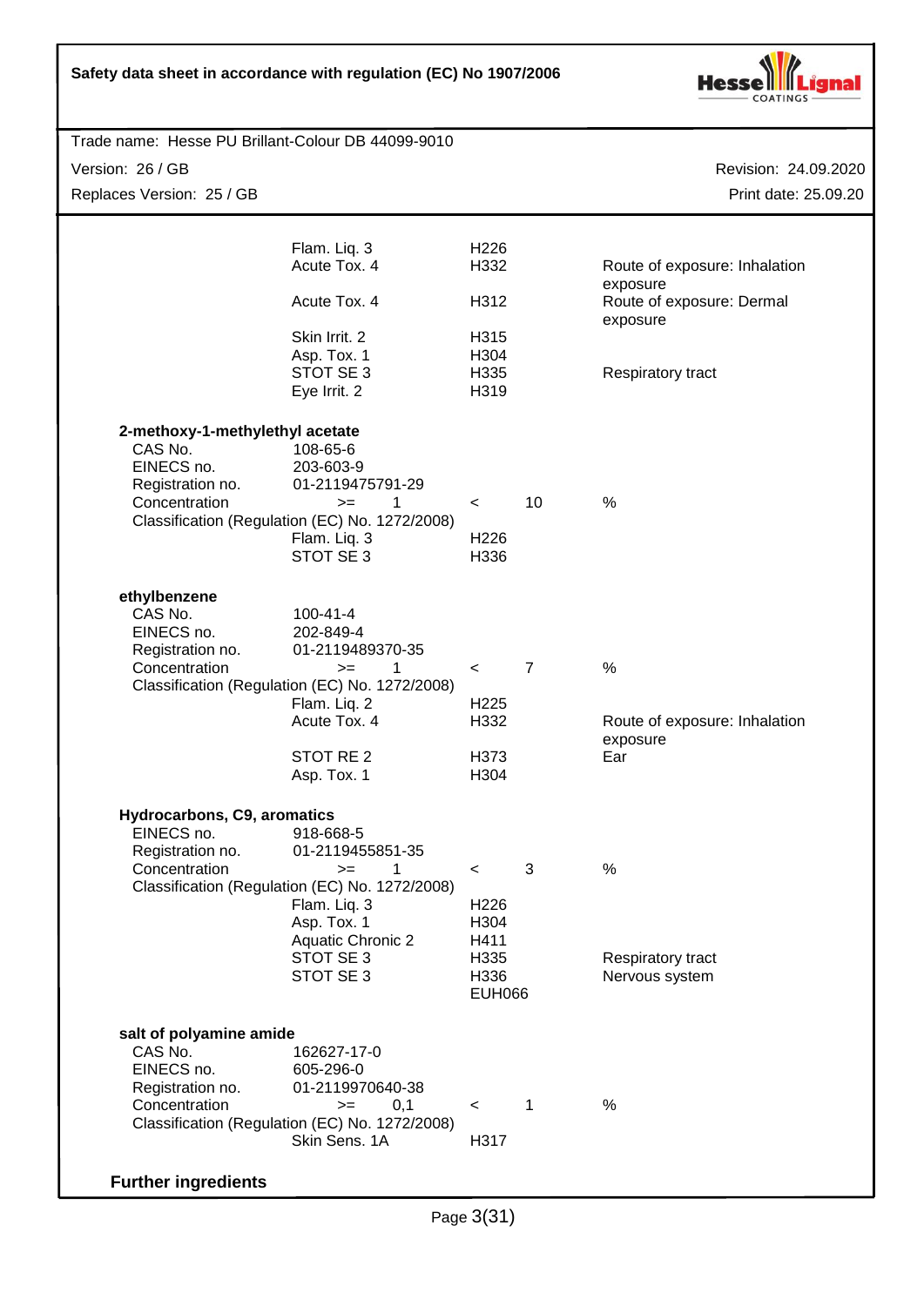| | | |
|---|---|---|
| Flam. Liq. 3 | H226 | |
| Acute Tox. 4 | H332 | Route of exposure: Inhalation exposure |
| Acute Tox. 4 | H312 | Route of exposure: Dermal exposure |
| Skin Irrit. 2 | H315 | |
| Asp. Tox. 1 | H304 | |
| STOT SE 3 | H335 | Respiratory tract |
| Eye Irrit. 2 | H319 | |

**2-methoxy-1-methylethyl acetate**

| | | | |
|---|---|---|---|
| CAS No. | 108-65-6 | | |
| EINECS no. | 203-603-9 | | |
| Registration no. | 01-2119475791-29 | | |
| Concentration | >= 1 | < 10 | % |

Classification (Regulation (EC) No. 1272/2008)

| | |
|---|---|
| Flam. Liq. 3 | H226 |
| STOT SE 3 | H336 |

**ethylbenzene**

| | | | |
|---|---|---|---|
| CAS No. | 100-41-4 | | |
| EINECS no. | 202-849-4 | | |
| Registration no. | 01-2119489370-35 | | |
| Concentration | >= 1 | < 7 | % |

Classification (Regulation (EC) No. 1272/2008)

| | | |
|---|---|---|
| Flam. Liq. 2 | H225 | |
| Acute Tox. 4 | H332 | Route of exposure: Inhalation exposure |
| STOT RE 2 | H373 | Ear |
| Asp. Tox. 1 | H304 | |

**Hydrocarbons, C9, aromatics**

| | | | |
|---|---|---|---|
| EINECS no. | 918-668-5 | | |
| Registration no. | 01-2119455851-35 | | |
| Concentration | >= 1 | < 3 | % |

Classification (Regulation (EC) No. 1272/2008)

| | | |
|---|---|---|
| Flam. Liq. 3 | H226 | |
| Asp. Tox. 1 | H304 | |
| Aquatic Chronic 2 | H411 | |
| STOT SE 3 | H335 | Respiratory tract |
| STOT SE 3 | H336 | Nervous system |
| | EUH066 | |

**salt of polyamine amide**

| | | | |
|---|---|---|---|
| CAS No. | 162627-17-0 | | |
| EINECS no. | 605-296-0 | | |
| Registration no. | 01-2119970640-38 | | |
| Concentration | >= 0,1 | < 1 | % |

Classification (Regulation (EC) No. 1272/2008)

| | |
|---|---|
| Skin Sens. 1A | H317 |

**Further ingredients**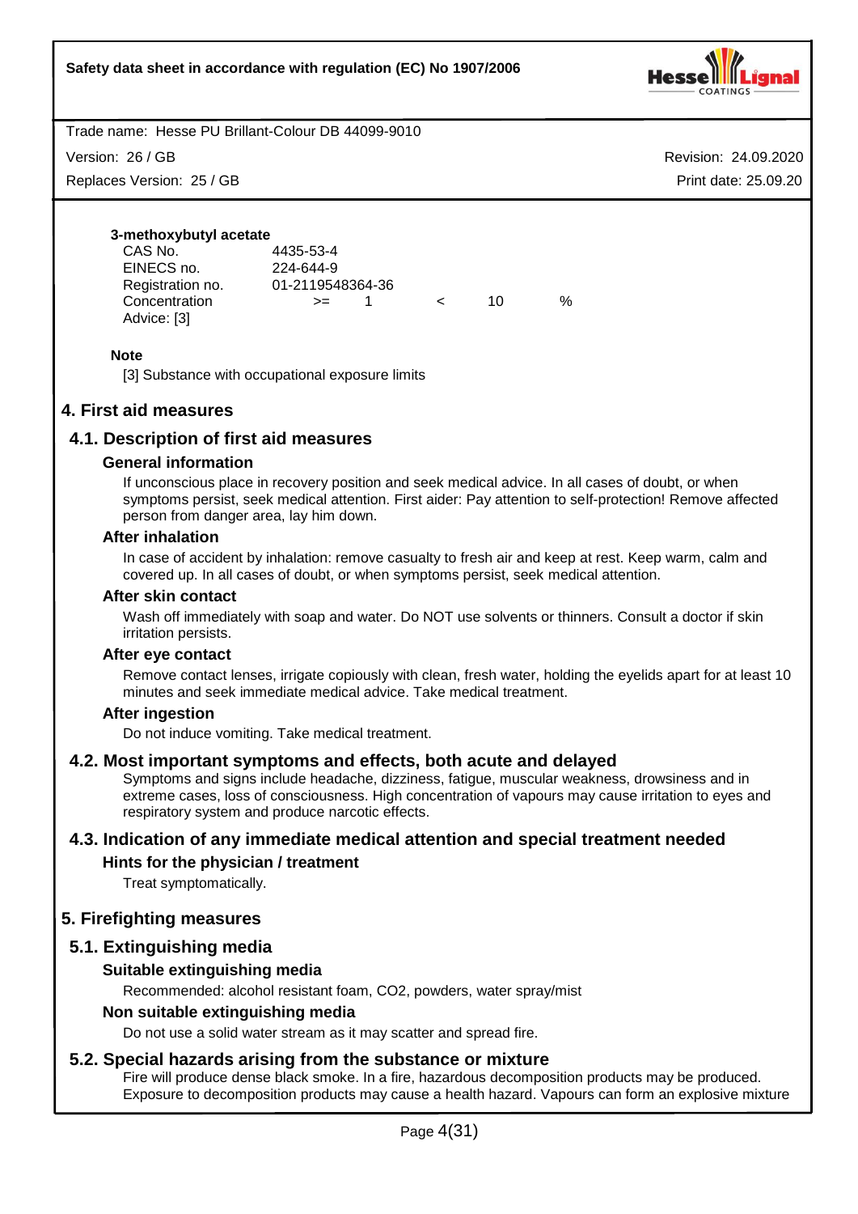**3-methoxybutyl acetate**

| | |
|---|---|
| CAS No. | 4435-53-4 |
| EINECS no. | 224-644-9 |
| Registration no. | 01-2119548364-36 |
| Concentration | >= 1 < 10 % |
| Advice: [3] | |

**Note**

[3] Substance with occupational exposure limits

# 4. First aid measures

## 4.1. Description of first aid measures

### General information

If unconscious place in recovery position and seek medical advice. In all cases of doubt, or when symptoms persist, seek medical attention. First aider: Pay attention to self-protection! Remove affected person from danger area, lay him down.

### After inhalation

In case of accident by inhalation: remove casualty to fresh air and keep at rest. Keep warm, calm and covered up. In all cases of doubt, or when symptoms persist, seek medical attention.

### After skin contact

Wash off immediately with soap and water. Do NOT use solvents or thinners. Consult a doctor if skin irritation persists.

### After eye contact

Remove contact lenses, irrigate copiously with clean, fresh water, holding the eyelids apart for at least 10 minutes and seek immediate medical advice. Take medical treatment.

### After ingestion

Do not induce vomiting. Take medical treatment.

## 4.2. Most important symptoms and effects, both acute and delayed

Symptoms and signs include headache, dizziness, fatigue, muscular weakness, drowsiness and in extreme cases, loss of consciousness. High concentration of vapours may cause irritation to eyes and respiratory system and produce narcotic effects.

## 4.3. Indication of any immediate medical attention and special treatment needed

### Hints for the physician / treatment

Treat symptomatically.

# 5. Firefighting measures

## 5.1. Extinguishing media

### Suitable extinguishing media

Recommended: alcohol resistant foam, $CO_2$, powders, water spray/mist

### Non suitable extinguishing media

Do not use a solid water stream as it may scatter and spread fire.

## 5.2. Special hazards arising from the substance or mixture

Fire will produce dense black smoke. In a fire, hazardous decomposition products may be produced. Exposure to decomposition products may cause a health hazard. Vapours can form an explosive mixture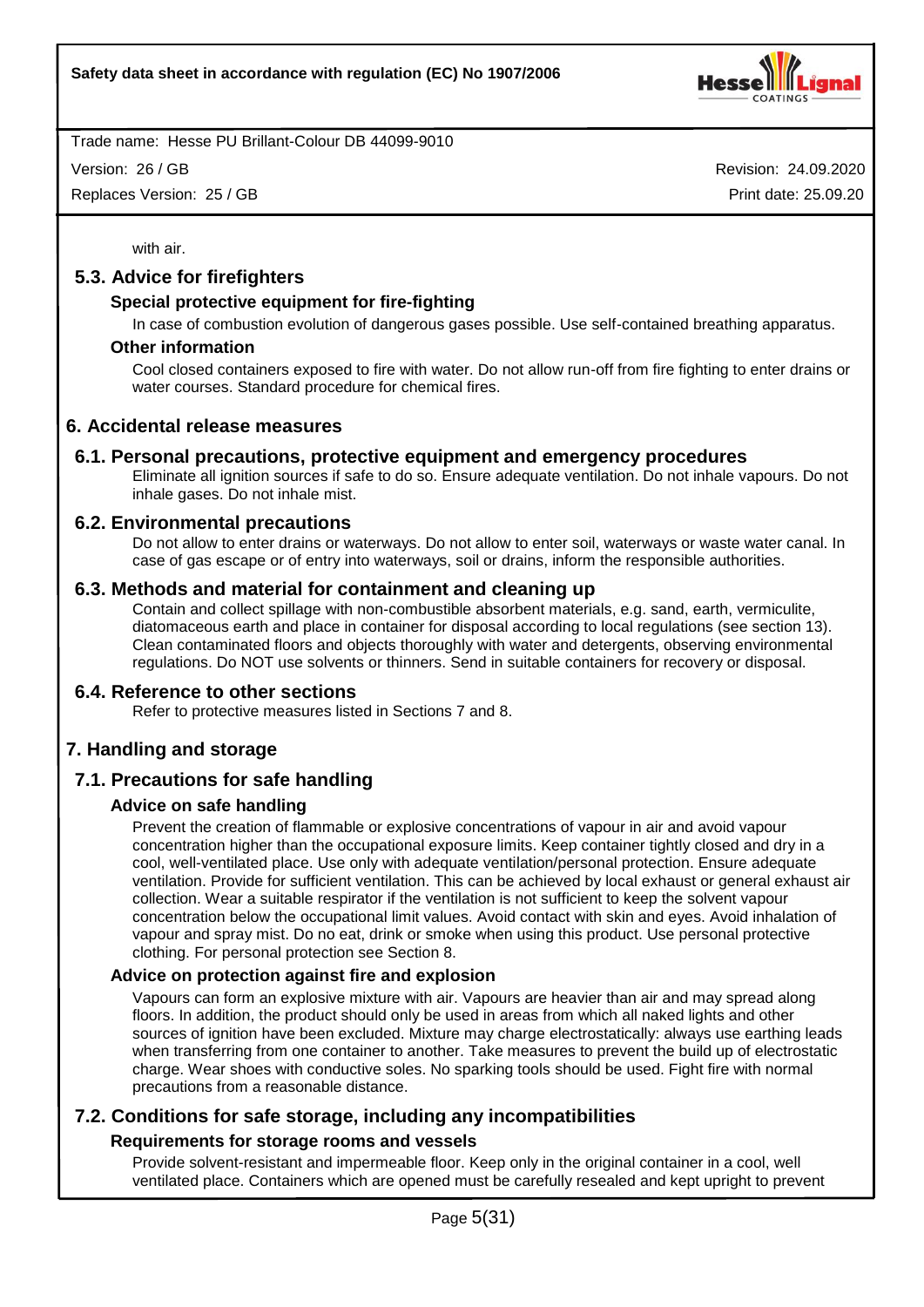with air.

### 5.3. Advice for firefighters

**Special protective equipment for fire-fighting**

In case of combustion evolution of dangerous gases possible. Use self-contained breathing apparatus.

**Other information**

Cool closed containers exposed to fire with water. Do not allow run-off from fire fighting to enter drains or water courses. Standard procedure for chemical fires.

## 6. Accidental release measures

### 6.1. Personal precautions, protective equipment and emergency procedures

Eliminate all ignition sources if safe to do so. Ensure adequate ventilation. Do not inhale vapours. Do not inhale gases. Do not inhale mist.

### 6.2. Environmental precautions

Do not allow to enter drains or waterways. Do not allow to enter soil, waterways or waste water canal. In case of gas escape or of entry into waterways, soil or drains, inform the responsible authorities.

### 6.3. Methods and material for containment and cleaning up

Contain and collect spillage with non-combustible absorbent materials, e.g. sand, earth, vermiculite, diatomaceous earth and place in container for disposal according to local regulations (see section 13). Clean contaminated floors and objects thoroughly with water and detergents, observing environmental regulations. Do NOT use solvents or thinners. Send in suitable containers for recovery or disposal.

### 6.4. Reference to other sections

Refer to protective measures listed in Sections 7 and 8.

## 7. Handling and storage

### 7.1. Precautions for safe handling

**Advice on safe handling**

Prevent the creation of flammable or explosive concentrations of vapour in air and avoid vapour concentration higher than the occupational exposure limits. Keep container tightly closed and dry in a cool, well-ventilated place. Use only with adequate ventilation/personal protection. Ensure adequate ventilation. Provide for sufficient ventilation. This can be achieved by local exhaust or general exhaust air collection. Wear a suitable respirator if the ventilation is not sufficient to keep the solvent vapour concentration below the occupational limit values. Avoid contact with skin and eyes. Avoid inhalation of vapour and spray mist. Do no eat, drink or smoke when using this product. Use personal protective clothing. For personal protection see Section 8.

**Advice on protection against fire and explosion**

Vapours can form an explosive mixture with air. Vapours are heavier than air and may spread along floors. In addition, the product should only be used in areas from which all naked lights and other sources of ignition have been excluded. Mixture may charge electrostatically: always use earthing leads when transferring from one container to another. Take measures to prevent the build up of electrostatic charge. Wear shoes with conductive soles. No sparking tools should be used. Fight fire with normal precautions from a reasonable distance.

### 7.2. Conditions for safe storage, including any incompatibilities

**Requirements for storage rooms and vessels**

Provide solvent-resistant and impermeable floor. Keep only in the original container in a cool, well ventilated place. Containers which are opened must be carefully resealed and kept upright to prevent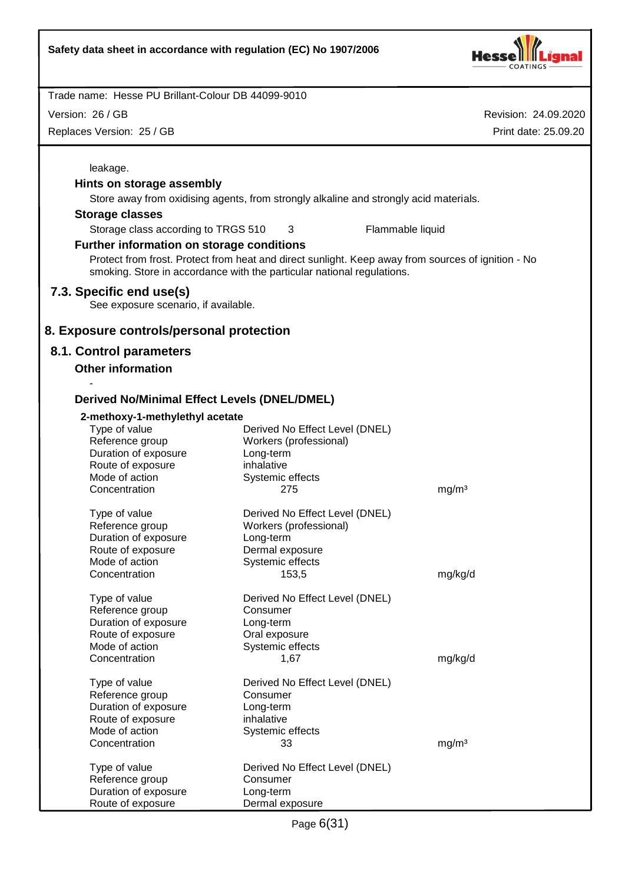leakage.

### Hints on storage assembly

Store away from oxidising agents, from strongly alkaline and strongly acid materials.

### Storage classes

| | | |
|---|---|---|
| Storage class according to TRGS 510 | 3 | Flammable liquid |

### Further information on storage conditions

Protect from frost. Protect from heat and direct sunlight. Keep away from sources of ignition - No smoking. Store in accordance with the particular national regulations.

## 7.3. Specific end use(s)

See exposure scenario, if available.

# 8. Exposure controls/personal protection

## 8.1. Control parameters

### Other information

-

### Derived No/Minimal Effect Levels (DNEL/DMEL)

**2-methoxy-1-methylethyl acetate**

| | | |
|---|---|---|
| Type of value | Derived No Effect Level (DNEL) | |
| Reference group | Workers (professional) | |
| Duration of exposure | Long-term | |
| Route of exposure | inhalative | |
| Mode of action | Systemic effects | |
| Concentration | 275 | mg/m³ |

| | | |
|---|---|---|
| Type of value | Derived No Effect Level (DNEL) | |
| Reference group | Workers (professional) | |
| Duration of exposure | Long-term | |
| Route of exposure | Dermal exposure | |
| Mode of action | Systemic effects | |
| Concentration | 153,5 | mg/kg/d |

| | | |
|---|---|---|
| Type of value | Derived No Effect Level (DNEL) | |
| Reference group | Consumer | |
| Duration of exposure | Long-term | |
| Route of exposure | Oral exposure | |
| Mode of action | Systemic effects | |
| Concentration | 1,67 | mg/kg/d |

| | | |
|---|---|---|
| Type of value | Derived No Effect Level (DNEL) | |
| Reference group | Consumer | |
| Duration of exposure | Long-term | |
| Route of exposure | inhalative | |
| Mode of action | Systemic effects | |
| Concentration | 33 | mg/m³ |

| | |
|---|---|
| Type of value | Derived No Effect Level (DNEL) |
| Reference group | Consumer |
| Duration of exposure | Long-term |
| Route of exposure | Dermal exposure |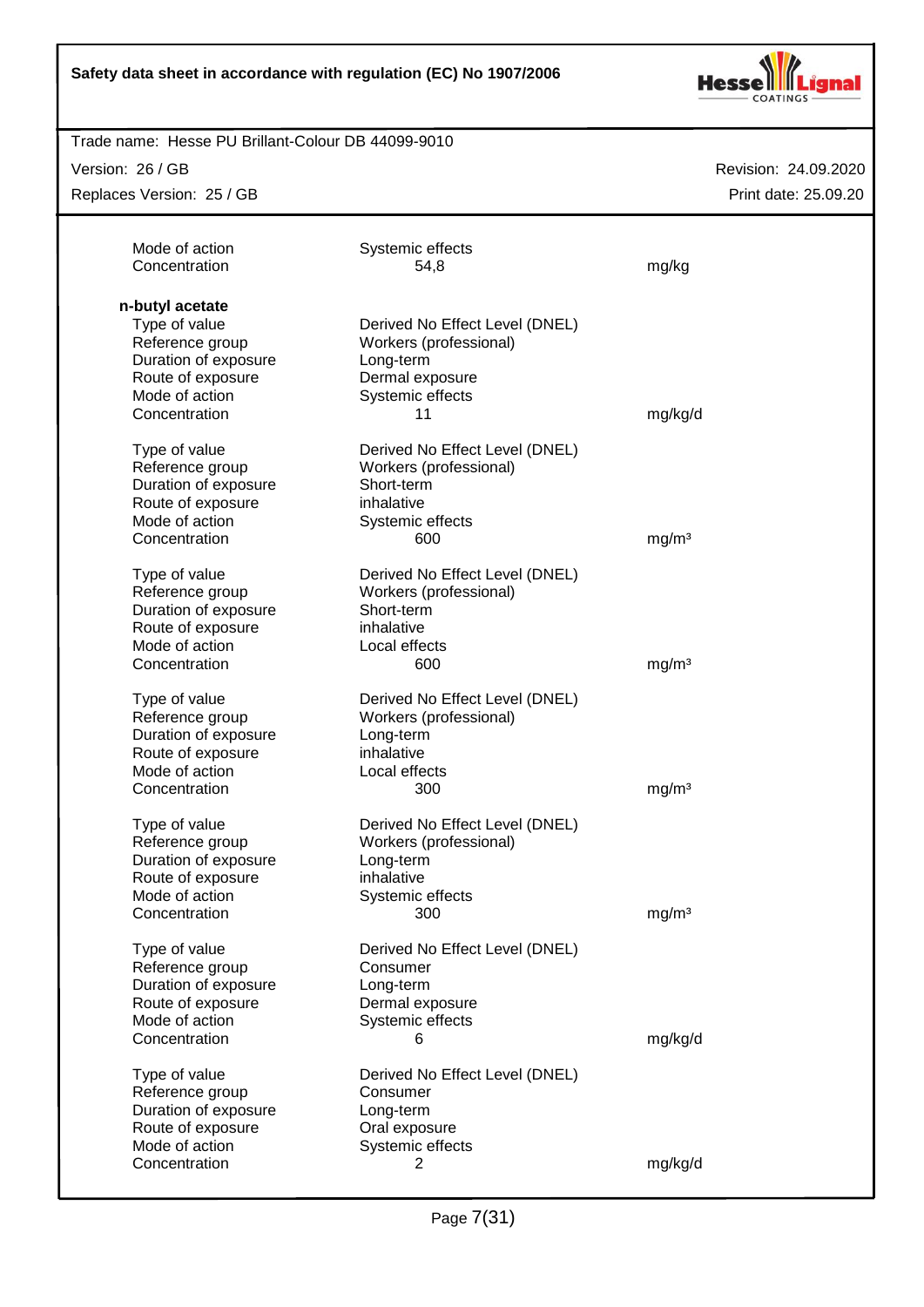| | | |
|---|---|---|
| Mode of action | Systemic effects | |
| Concentration | 54,8 | mg/kg |

**n-butyl acetate**

| | | |
|---|---|---|
| Type of value | Derived No Effect Level (DNEL) | |
| Reference group | Workers (professional) | |
| Duration of exposure | Long-term | |
| Route of exposure | Dermal exposure | |
| Mode of action | Systemic effects | |
| Concentration | 11 | mg/kg/d |

| | | |
|---|---|---|
| Type of value | Derived No Effect Level (DNEL) | |
| Reference group | Workers (professional) | |
| Duration of exposure | Short-term | |
| Route of exposure | inhalative | |
| Mode of action | Systemic effects | |
| Concentration | 600 | mg/m³ |

| | | |
|---|---|---|
| Type of value | Derived No Effect Level (DNEL) | |
| Reference group | Workers (professional) | |
| Duration of exposure | Short-term | |
| Route of exposure | inhalative | |
| Mode of action | Local effects | |
| Concentration | 600 | mg/m³ |

| | | |
|---|---|---|
| Type of value | Derived No Effect Level (DNEL) | |
| Reference group | Workers (professional) | |
| Duration of exposure | Long-term | |
| Route of exposure | inhalative | |
| Mode of action | Local effects | |
| Concentration | 300 | mg/m³ |

| | | |
|---|---|---|
| Type of value | Derived No Effect Level (DNEL) | |
| Reference group | Workers (professional) | |
| Duration of exposure | Long-term | |
| Route of exposure | inhalative | |
| Mode of action | Systemic effects | |
| Concentration | 300 | mg/m³ |

| | | |
|---|---|---|
| Type of value | Derived No Effect Level (DNEL) | |
| Reference group | Consumer | |
| Duration of exposure | Long-term | |
| Route of exposure | Dermal exposure | |
| Mode of action | Systemic effects | |
| Concentration | 6 | mg/kg/d |

| | | |
|---|---|---|
| Type of value | Derived No Effect Level (DNEL) | |
| Reference group | Consumer | |
| Duration of exposure | Long-term | |
| Route of exposure | Oral exposure | |
| Mode of action | Systemic effects | |
| Concentration | 2 | mg/kg/d |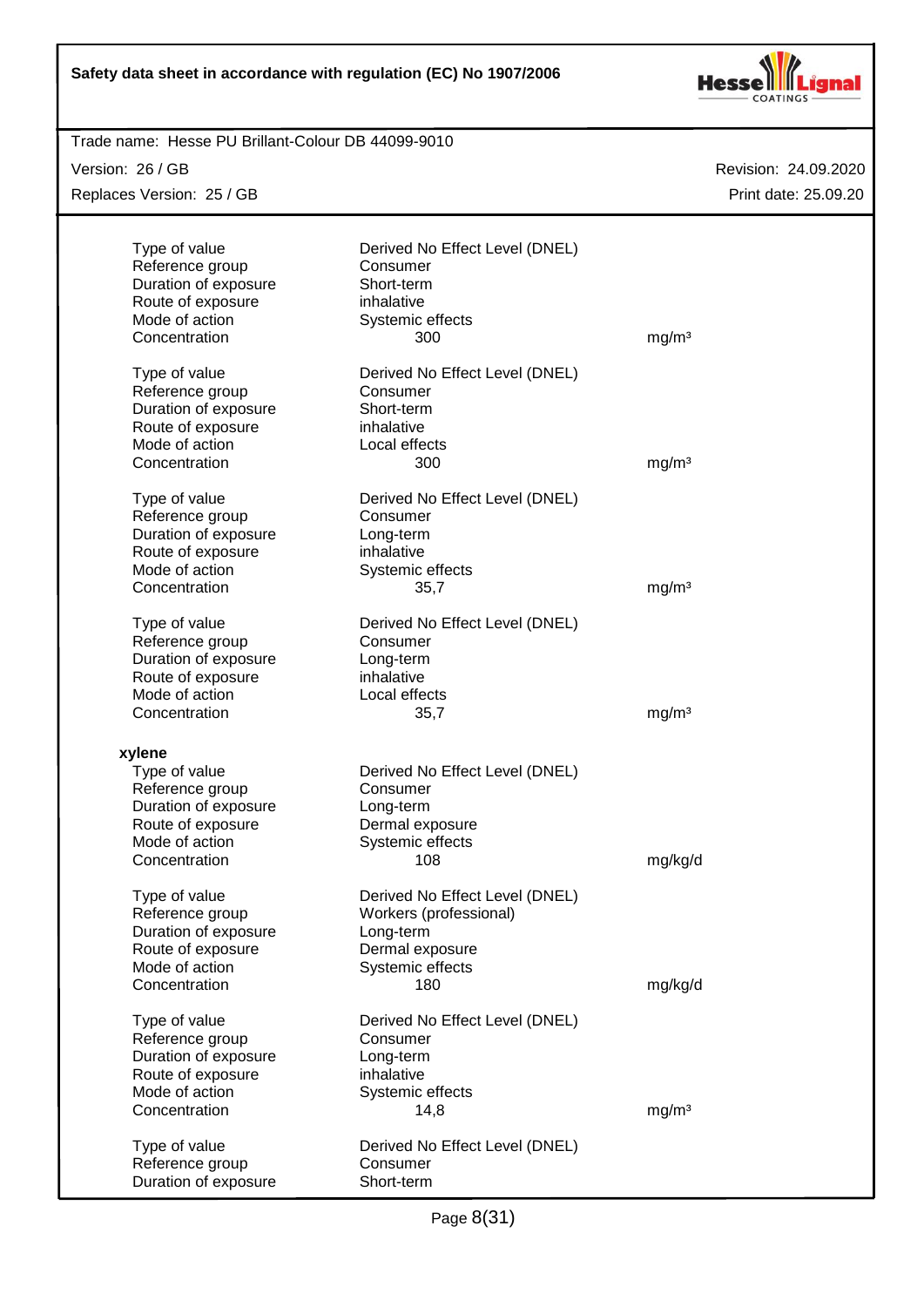| | | |
|---|---|---|
| Type of value | Derived No Effect Level (DNEL) | |
| Reference group | Consumer | |
| Duration of exposure | Short-term | |
| Route of exposure | inhalative | |
| Mode of action | Systemic effects | |
| Concentration | 300 | mg/m³ |

| | | |
|---|---|---|
| Type of value | Derived No Effect Level (DNEL) | |
| Reference group | Consumer | |
| Duration of exposure | Short-term | |
| Route of exposure | inhalative | |
| Mode of action | Local effects | |
| Concentration | 300 | mg/m³ |

| | | |
|---|---|---|
| Type of value | Derived No Effect Level (DNEL) | |
| Reference group | Consumer | |
| Duration of exposure | Long-term | |
| Route of exposure | inhalative | |
| Mode of action | Systemic effects | |
| Concentration | 35,7 | mg/m³ |

| | | |
|---|---|---|
| Type of value | Derived No Effect Level (DNEL) | |
| Reference group | Consumer | |
| Duration of exposure | Long-term | |
| Route of exposure | inhalative | |
| Mode of action | Local effects | |
| Concentration | 35,7 | mg/m³ |

**xylene**

| | | |
|---|---|---|
| Type of value | Derived No Effect Level (DNEL) | |
| Reference group | Consumer | |
| Duration of exposure | Long-term | |
| Route of exposure | Dermal exposure | |
| Mode of action | Systemic effects | |
| Concentration | 108 | mg/kg/d |

| | | |
|---|---|---|
| Type of value | Derived No Effect Level (DNEL) | |
| Reference group | Workers (professional) | |
| Duration of exposure | Long-term | |
| Route of exposure | Dermal exposure | |
| Mode of action | Systemic effects | |
| Concentration | 180 | mg/kg/d |

| | | |
|---|---|---|
| Type of value | Derived No Effect Level (DNEL) | |
| Reference group | Consumer | |
| Duration of exposure | Long-term | |
| Route of exposure | inhalative | |
| Mode of action | Systemic effects | |
| Concentration | 14,8 | mg/m³ |

| | | |
|---|---|---|
| Type of value | Derived No Effect Level (DNEL) | |
| Reference group | Consumer | |
| Duration of exposure | Short-term | |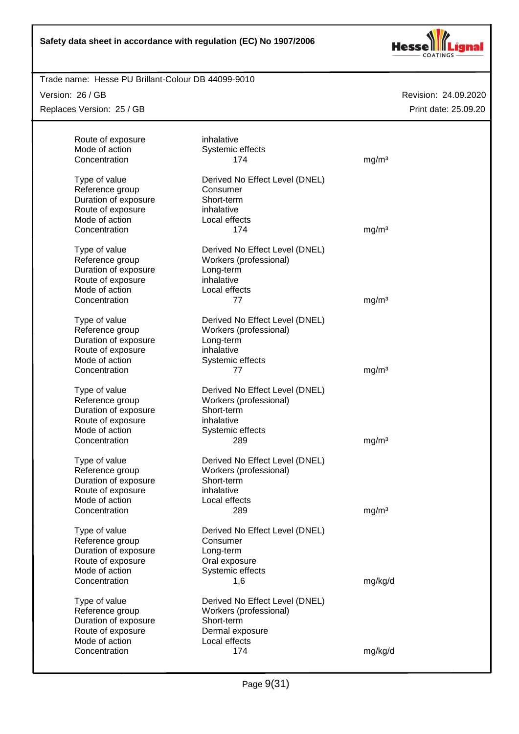| | | |
|---|---|---|
| Route of exposure | inhalative | |
| Mode of action | Systemic effects | |
| Concentration | 174 | mg/m³ |
| | | |
| Type of value | Derived No Effect Level (DNEL) | |
| Reference group | Consumer | |
| Duration of exposure | Short-term | |
| Route of exposure | inhalative | |
| Mode of action | Local effects | |
| Concentration | 174 | mg/m³ |
| | | |
| Type of value | Derived No Effect Level (DNEL) | |
| Reference group | Workers (professional) | |
| Duration of exposure | Long-term | |
| Route of exposure | inhalative | |
| Mode of action | Local effects | |
| Concentration | 77 | mg/m³ |
| | | |
| Type of value | Derived No Effect Level (DNEL) | |
| Reference group | Workers (professional) | |
| Duration of exposure | Long-term | |
| Route of exposure | inhalative | |
| Mode of action | Systemic effects | |
| Concentration | 77 | mg/m³ |
| | | |
| Type of value | Derived No Effect Level (DNEL) | |
| Reference group | Workers (professional) | |
| Duration of exposure | Short-term | |
| Route of exposure | inhalative | |
| Mode of action | Systemic effects | |
| Concentration | 289 | mg/m³ |
| | | |
| Type of value | Derived No Effect Level (DNEL) | |
| Reference group | Workers (professional) | |
| Duration of exposure | Short-term | |
| Route of exposure | inhalative | |
| Mode of action | Local effects | |
| Concentration | 289 | mg/m³ |
| | | |
| Type of value | Derived No Effect Level (DNEL) | |
| Reference group | Consumer | |
| Duration of exposure | Long-term | |
| Route of exposure | Oral exposure | |
| Mode of action | Systemic effects | |
| Concentration | 1,6 | mg/kg/d |
| | | |
| Type of value | Derived No Effect Level (DNEL) | |
| Reference group | Workers (professional) | |
| Duration of exposure | Short-term | |
| Route of exposure | Dermal exposure | |
| Mode of action | Local effects | |
| Concentration | 174 | mg/kg/d |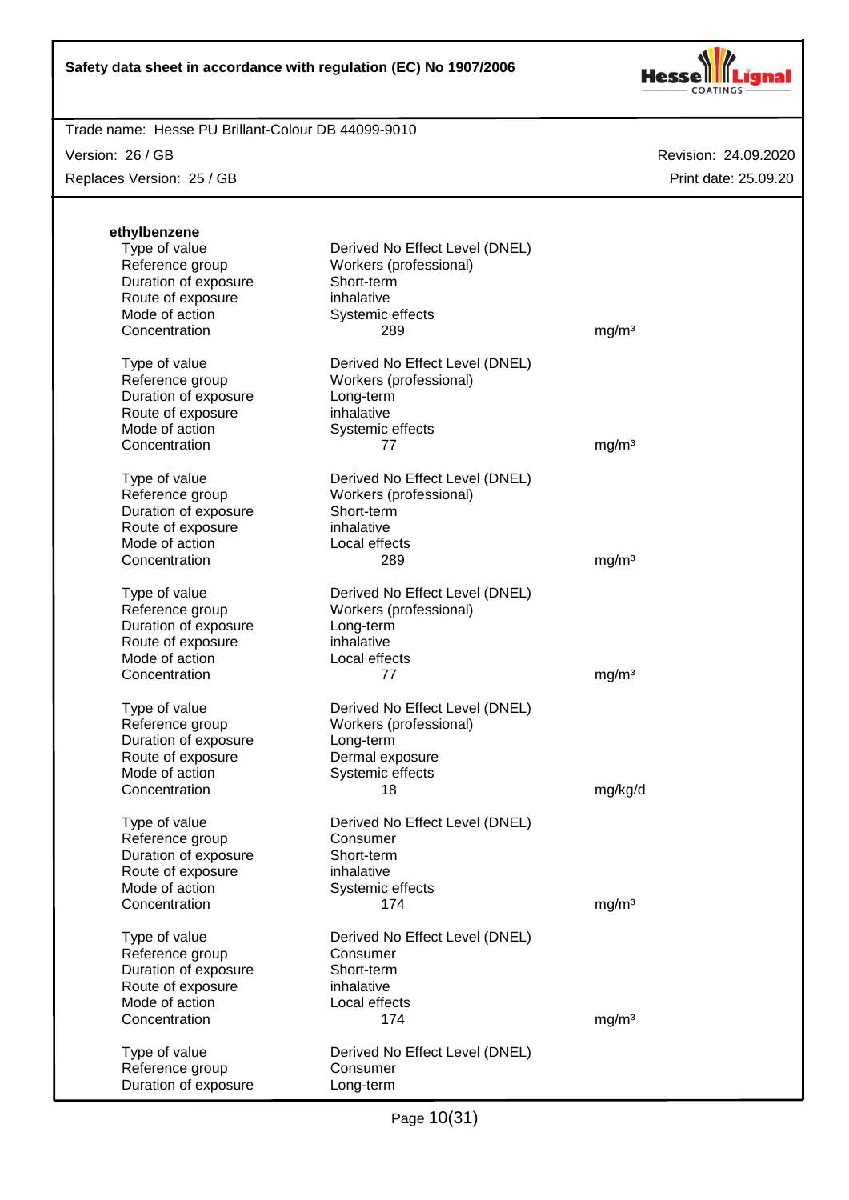**ethylbenzene**

| | | |
|---|---|---|
| Type of value | Derived No Effect Level (DNEL) | |
| Reference group | Workers (professional) | |
| Duration of exposure | Short-term | |
| Route of exposure | inhalative | |
| Mode of action | Systemic effects | |
| Concentration | 289 | mg/m³ |

| | | |
|---|---|---|
| Type of value | Derived No Effect Level (DNEL) | |
| Reference group | Workers (professional) | |
| Duration of exposure | Long-term | |
| Route of exposure | inhalative | |
| Mode of action | Systemic effects | |
| Concentration | 77 | mg/m³ |

| | | |
|---|---|---|
| Type of value | Derived No Effect Level (DNEL) | |
| Reference group | Workers (professional) | |
| Duration of exposure | Short-term | |
| Route of exposure | inhalative | |
| Mode of action | Local effects | |
| Concentration | 289 | mg/m³ |

| | | |
|---|---|---|
| Type of value | Derived No Effect Level (DNEL) | |
| Reference group | Workers (professional) | |
| Duration of exposure | Long-term | |
| Route of exposure | inhalative | |
| Mode of action | Local effects | |
| Concentration | 77 | mg/m³ |

| | | |
|---|---|---|
| Type of value | Derived No Effect Level (DNEL) | |
| Reference group | Workers (professional) | |
| Duration of exposure | Long-term | |
| Route of exposure | Dermal exposure | |
| Mode of action | Systemic effects | |
| Concentration | 18 | mg/kg/d |

| | | |
|---|---|---|
| Type of value | Derived No Effect Level (DNEL) | |
| Reference group | Consumer | |
| Duration of exposure | Short-term | |
| Route of exposure | inhalative | |
| Mode of action | Systemic effects | |
| Concentration | 174 | mg/m³ |

| | | |
|---|---|---|
| Type of value | Derived No Effect Level (DNEL) | |
| Reference group | Consumer | |
| Duration of exposure | Short-term | |
| Route of exposure | inhalative | |
| Mode of action | Local effects | |
| Concentration | 174 | mg/m³ |

| | | |
|---|---|---|
| Type of value | Derived No Effect Level (DNEL) | |
| Reference group | Consumer | |
| Duration of exposure | Long-term | |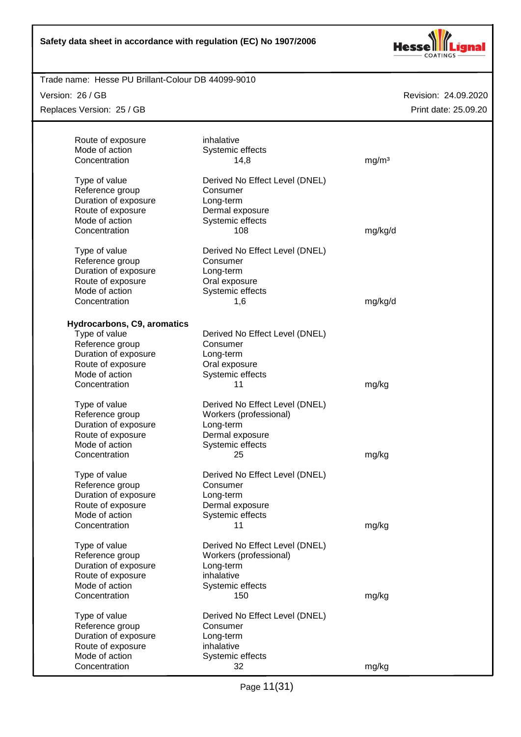| | | |
|---|---|---|
| Route of exposure | inhalative | |
| Mode of action | Systemic effects | |
| Concentration | 14,8 | mg/m³ |
| | | |
| Type of value | Derived No Effect Level (DNEL) | |
| Reference group | Consumer | |
| Duration of exposure | Long-term | |
| Route of exposure | Dermal exposure | |
| Mode of action | Systemic effects | |
| Concentration | 108 | mg/kg/d |
| | | |
| Type of value | Derived No Effect Level (DNEL) | |
| Reference group | Consumer | |
| Duration of exposure | Long-term | |
| Route of exposure | Oral exposure | |
| Mode of action | Systemic effects | |
| Concentration | 1,6 | mg/kg/d |

**Hydrocarbons, C9, aromatics**

| | | |
|---|---|---|
| Type of value | Derived No Effect Level (DNEL) | |
| Reference group | Consumer | |
| Duration of exposure | Long-term | |
| Route of exposure | Oral exposure | |
| Mode of action | Systemic effects | |
| Concentration | 11 | mg/kg |
| | | |
| Type of value | Derived No Effect Level (DNEL) | |
| Reference group | Workers (professional) | |
| Duration of exposure | Long-term | |
| Route of exposure | Dermal exposure | |
| Mode of action | Systemic effects | |
| Concentration | 25 | mg/kg |
| | | |
| Type of value | Derived No Effect Level (DNEL) | |
| Reference group | Consumer | |
| Duration of exposure | Long-term | |
| Route of exposure | Dermal exposure | |
| Mode of action | Systemic effects | |
| Concentration | 11 | mg/kg |
| | | |
| Type of value | Derived No Effect Level (DNEL) | |
| Reference group | Workers (professional) | |
| Duration of exposure | Long-term | |
| Route of exposure | inhalative | |
| Mode of action | Systemic effects | |
| Concentration | 150 | mg/kg |
| | | |
| Type of value | Derived No Effect Level (DNEL) | |
| Reference group | Consumer | |
| Duration of exposure | Long-term | |
| Route of exposure | inhalative | |
| Mode of action | Systemic effects | |
| Concentration | 32 | mg/kg |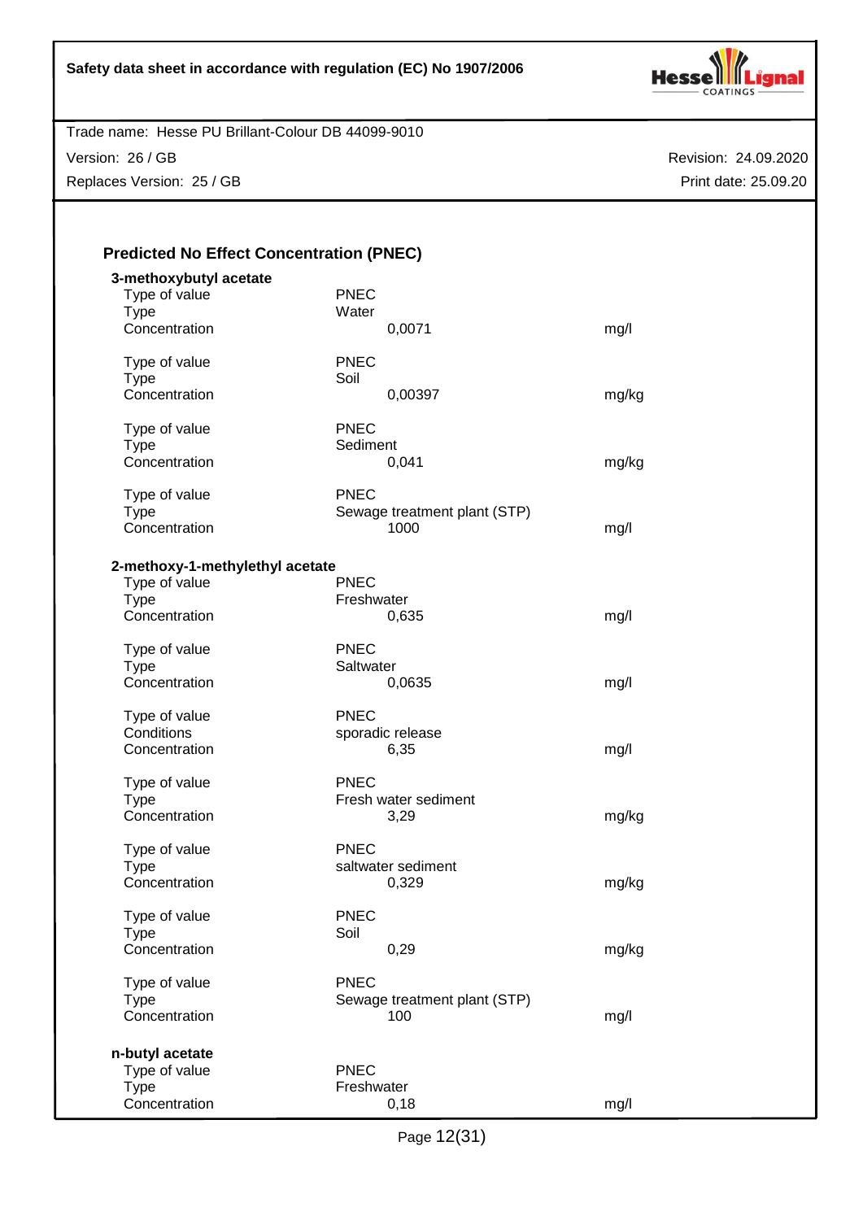### Predicted No Effect Concentration (PNEC)

**3-methoxybutyl acetate**

| | | |
|---|---|---|
| Type of value | PNEC | |
| Type | Water | |
| Concentration | 0,0071 | mg/l |
| | | |
| Type of value | PNEC | |
| Type | Soil | |
| Concentration | 0,00397 | mg/kg |
| | | |
| Type of value | PNEC | |
| Type | Sediment | |
| Concentration | 0,041 | mg/kg |
| | | |
| Type of value | PNEC | |
| Type | Sewage treatment plant (STP) | |
| Concentration | 1000 | mg/l |

**2-methoxy-1-methylethyl acetate**

| | | |
|---|---|---|
| Type of value | PNEC | |
| Type | Freshwater | |
| Concentration | 0,635 | mg/l |
| | | |
| Type of value | PNEC | |
| Type | Saltwater | |
| Concentration | 0,0635 | mg/l |
| | | |
| Type of value | PNEC | |
| Conditions | sporadic release | |
| Concentration | 6,35 | mg/l |
| | | |
| Type of value | PNEC | |
| Type | Fresh water sediment | |
| Concentration | 3,29 | mg/kg |
| | | |
| Type of value | PNEC | |
| Type | saltwater sediment | |
| Concentration | 0,329 | mg/kg |
| | | |
| Type of value | PNEC | |
| Type | Soil | |
| Concentration | 0,29 | mg/kg |
| | | |
| Type of value | PNEC | |
| Type | Sewage treatment plant (STP) | |
| Concentration | 100 | mg/l |

**n-butyl acetate**

| | | |
|---|---|---|
| Type of value | PNEC | |
| Type | Freshwater | |
| Concentration | 0,18 | mg/l |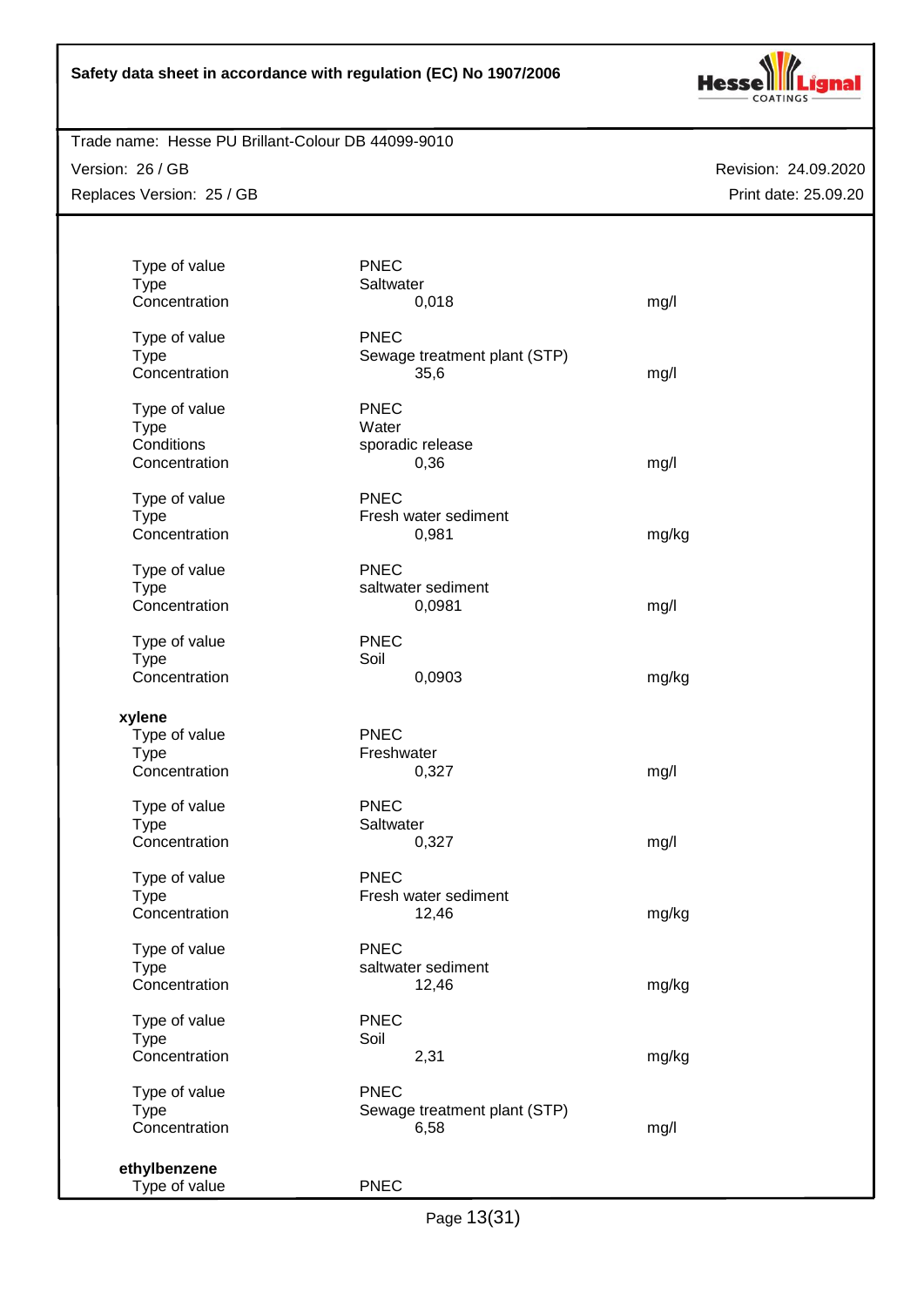| | | | |
|---|---|---|---|
| Type of value | PNEC | | |
| Type | Saltwater | | |
| Concentration | 0,018 | mg/l | |
| | | | |
| Type of value | PNEC | | |
| Type | Sewage treatment plant (STP) | | |
| Concentration | 35,6 | mg/l | |
| | | | |
| Type of value | PNEC | | |
| Type | Water | | |
| Conditions | sporadic release | | |
| Concentration | 0,36 | mg/l | |
| | | | |
| Type of value | PNEC | | |
| Type | Fresh water sediment | | |
| Concentration | 0,981 | mg/kg | |
| | | | |
| Type of value | PNEC | | |
| Type | saltwater sediment | | |
| Concentration | 0,0981 | mg/l | |
| | | | |
| Type of value | PNEC | | |
| Type | Soil | | |
| Concentration | 0,0903 | mg/kg | |

**xylene**

| | | |
|---|---|---|
| Type of value | PNEC | |
| Type | Freshwater | |
| Concentration | 0,327 | mg/l |
| | | |
| Type of value | PNEC | |
| Type | Saltwater | |
| Concentration | 0,327 | mg/l |
| | | |
| Type of value | PNEC | |
| Type | Fresh water sediment | |
| Concentration | 12,46 | mg/kg |
| | | |
| Type of value | PNEC | |
| Type | saltwater sediment | |
| Concentration | 12,46 | mg/kg |
| | | |
| Type of value | PNEC | |
| Type | Soil | |
| Concentration | 2,31 | mg/kg |
| | | |
| Type of value | PNEC | |
| Type | Sewage treatment plant (STP) | |
| Concentration | 6,58 | mg/l |

**ethylbenzene**

| | |
|---|---|
| Type of value | PNEC |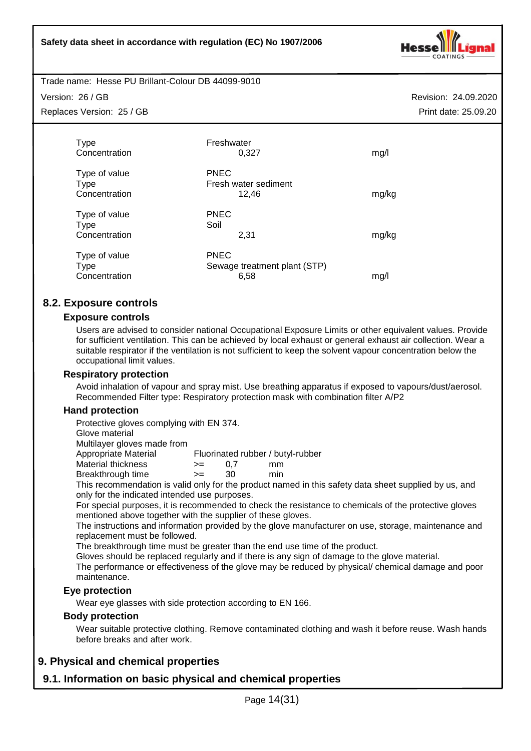| | | |
|---|---|---|
| Type | Freshwater | |
| Concentration | 0,327 | mg/l |
| | | |
| Type of value | PNEC | |
| Type | Fresh water sediment | |
| Concentration | 12,46 | mg/kg |
| | | |
| Type of value | PNEC | |
| Type | Soil | |
| Concentration | 2,31 | mg/kg |
| | | |
| Type of value | PNEC | |
| Type | Sewage treatment plant (STP) | |
| Concentration | 6,58 | mg/l |

## 8.2. Exposure controls

### Exposure controls

Users are advised to consider national Occupational Exposure Limits or other equivalent values. Provide for sufficient ventilation. This can be achieved by local exhaust or general exhaust air collection. Wear a suitable respirator if the ventilation is not sufficient to keep the solvent vapour concentration below the occupational limit values.

### Respiratory protection

Avoid inhalation of vapour and spray mist. Use breathing apparatus if exposed to vapours/dust/aerosol. Recommended Filter type: Respiratory protection mask with combination filter A/P2

### Hand protection

Protective gloves complying with EN 374.
Glove material
Multilayer gloves made from

| | | | |
|---|---|---|---|
| Appropriate Material | Fluorinated rubber / butyl-rubber | | |
| Material thickness | >= | 0,7 | mm |
| Breakthrough time | >= | 30 | min |

This recommendation is valid only for the product named in this safety data sheet supplied by us, and only for the indicated intended use purposes.
For special purposes, it is recommended to check the resistance to chemicals of the protective gloves mentioned above together with the supplier of these gloves.
The instructions and information provided by the glove manufacturer on use, storage, maintenance and replacement must be followed.
The breakthrough time must be greater than the end use time of the product.
Gloves should be replaced regularly and if there is any sign of damage to the glove material.
The performance or effectiveness of the glove may be reduced by physical/ chemical damage and poor maintenance.

### Eye protection

Wear eye glasses with side protection according to EN 166.

### Body protection

Wear suitable protective clothing. Remove contaminated clothing and wash it before reuse. Wash hands before breaks and after work.

# 9. Physical and chemical properties

## 9.1. Information on basic physical and chemical properties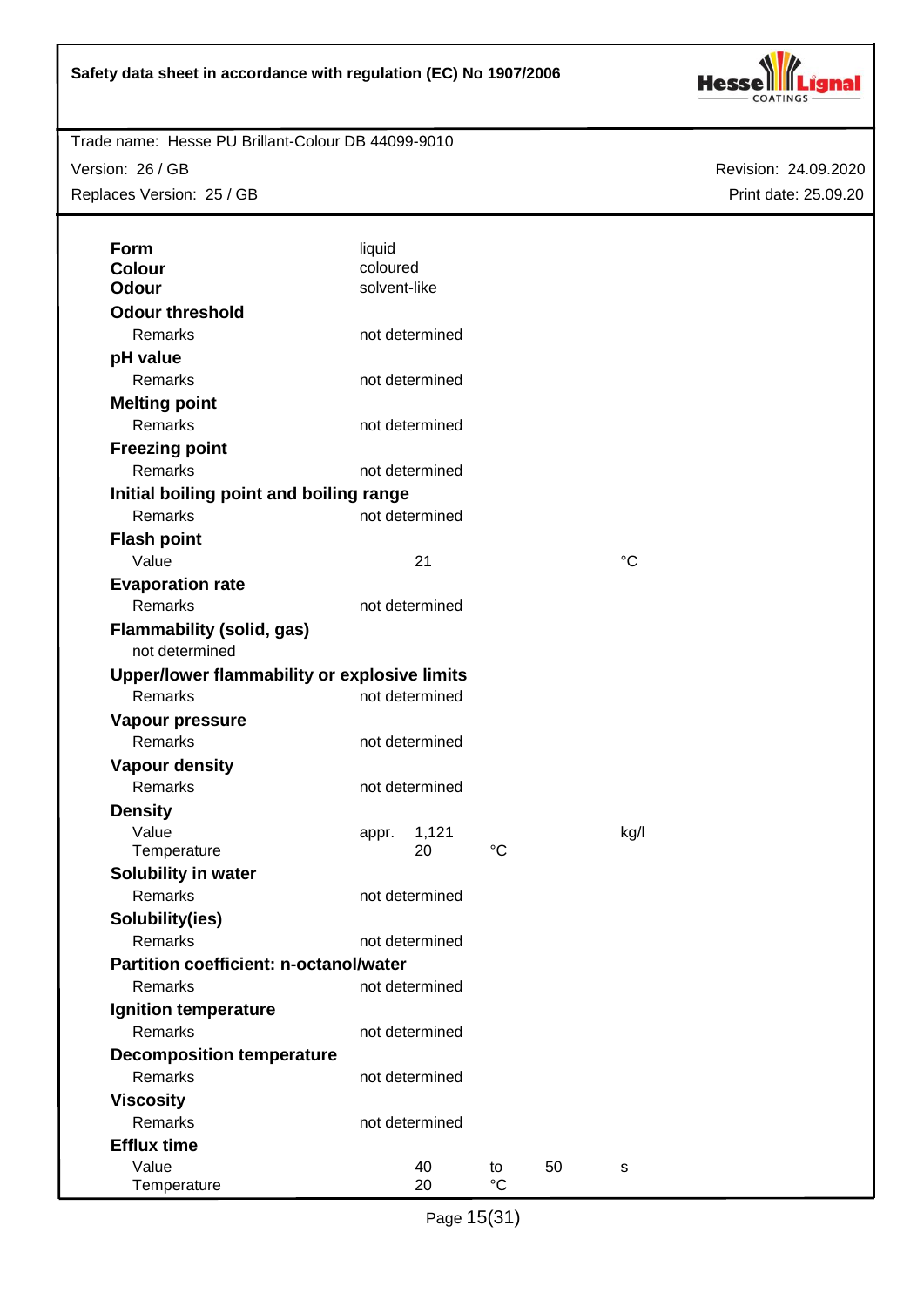| | | | | |
|---|---|---|---|---|
| **Form** | liquid | | | |
| **Colour** | coloured | | | |
| **Odour** | solvent-like | | | |
| **Odour threshold** | | | | |
| Remarks | not determined | | | |
| **pH value** | | | | |
| Remarks | not determined | | | |
| **Melting point** | | | | |
| Remarks | not determined | | | |
| **Freezing point** | | | | |
| Remarks | not determined | | | |
| **Initial boiling point and boiling range** | | | | |
| Remarks | not determined | | | |
| **Flash point** | | | | |
| Value | 21 | | | °C |
| **Evaporation rate** | | | | |
| Remarks | not determined | | | |
| **Flammability (solid, gas)** | | | | |
| not determined | | | | |
| **Upper/lower flammability or explosive limits** | | | | |
| Remarks | not determined | | | |
| **Vapour pressure** | | | | |
| Remarks | not determined | | | |
| **Vapour density** | | | | |
| Remarks | not determined | | | |
| **Density** | | | | |
| Value | appr. 1,121 | | | kg/l |
| Temperature | 20 | °C | | |
| **Solubility in water** | | | | |
| Remarks | not determined | | | |
| **Solubility(ies)** | | | | |
| Remarks | not determined | | | |
| **Partition coefficient: n-octanol/water** | | | | |
| Remarks | not determined | | | |
| **Ignition temperature** | | | | |
| Remarks | not determined | | | |
| **Decomposition temperature** | | | | |
| Remarks | not determined | | | |
| **Viscosity** | | | | |
| Remarks | not determined | | | |
| **Efflux time** | | | | |
| Value | 40 | to | 50 | s |
| Temperature | 20 | °C | | |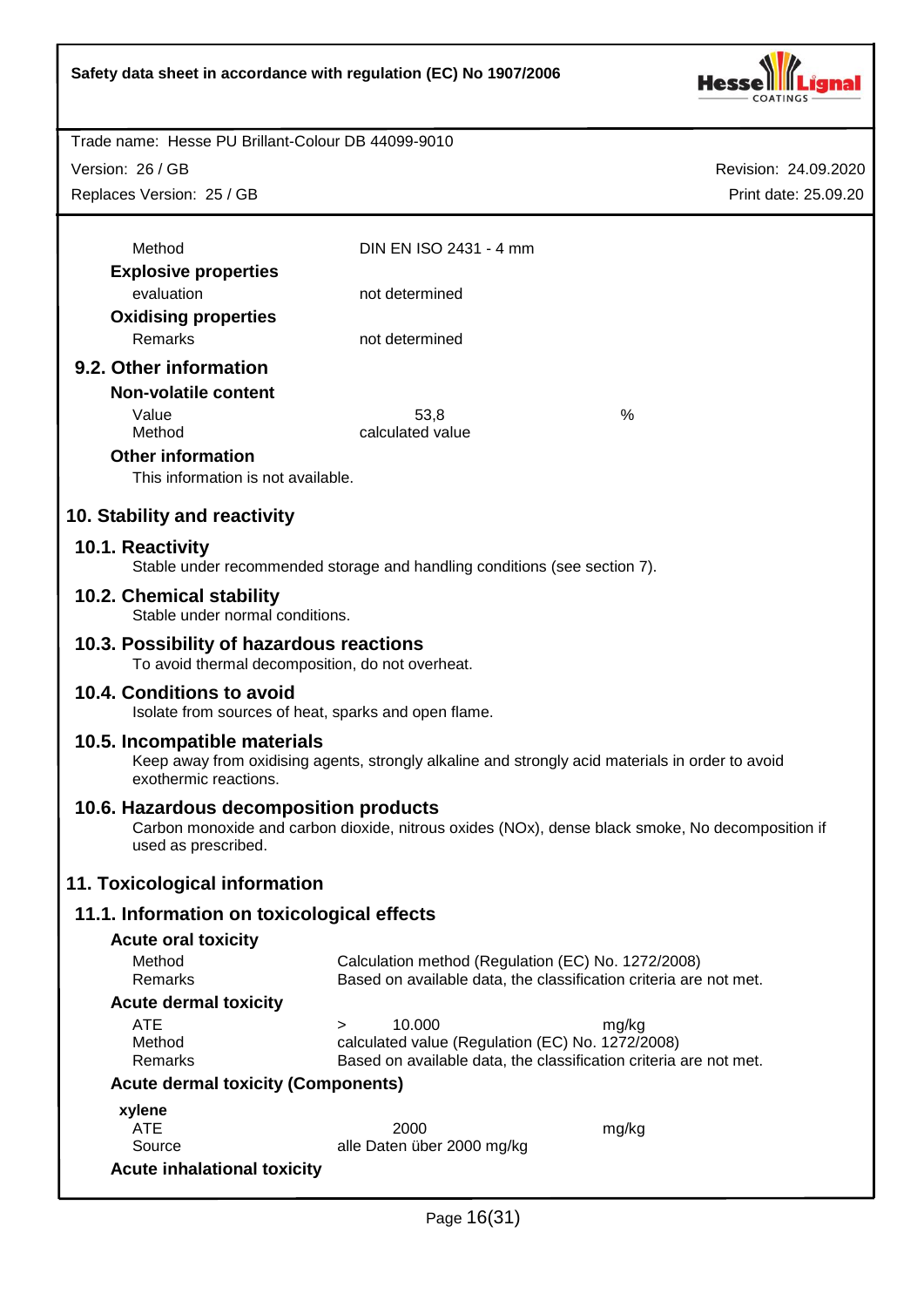| | |
|---|---|
| Method | DIN EN ISO 2431 - 4 mm |

**Explosive properties**

| | |
|---|---|
| evaluation | not determined |

**Oxidising properties**

| | |
|---|---|
| Remarks | not determined |

## 9.2. Other information

**Non-volatile content**

| | | |
|---|---|---|
| Value | 53,8 | % |
| Method | calculated value | |

**Other information**

This information is not available.

# 10. Stability and reactivity

## 10.1. Reactivity

Stable under recommended storage and handling conditions (see section 7).

## 10.2. Chemical stability

Stable under normal conditions.

## 10.3. Possibility of hazardous reactions

To avoid thermal decomposition, do not overheat.

## 10.4. Conditions to avoid

Isolate from sources of heat, sparks and open flame.

## 10.5. Incompatible materials

Keep away from oxidising agents, strongly alkaline and strongly acid materials in order to avoid exothermic reactions.

## 10.6. Hazardous decomposition products

Carbon monoxide and carbon dioxide, nitrous oxides (NOx), dense black smoke, No decomposition if used as prescribed.

# 11. Toxicological information

## 11.1. Information on toxicological effects

**Acute oral toxicity**

| | |
|---|---|
| Method | Calculation method (Regulation (EC) No. 1272/2008) |
| Remarks | Based on available data, the classification criteria are not met. |

**Acute dermal toxicity**

| | | |
|---|---|---|
| ATE | > 10.000 | mg/kg |
| Method | calculated value (Regulation (EC) No. 1272/2008) | |
| Remarks | Based on available data, the classification criteria are not met. | |

**Acute dermal toxicity (Components)**

**xylene**

| | | |
|---|---|---|
| ATE | 2000 | mg/kg |
| Source | alle Daten über 2000 mg/kg | |

**Acute inhalational toxicity**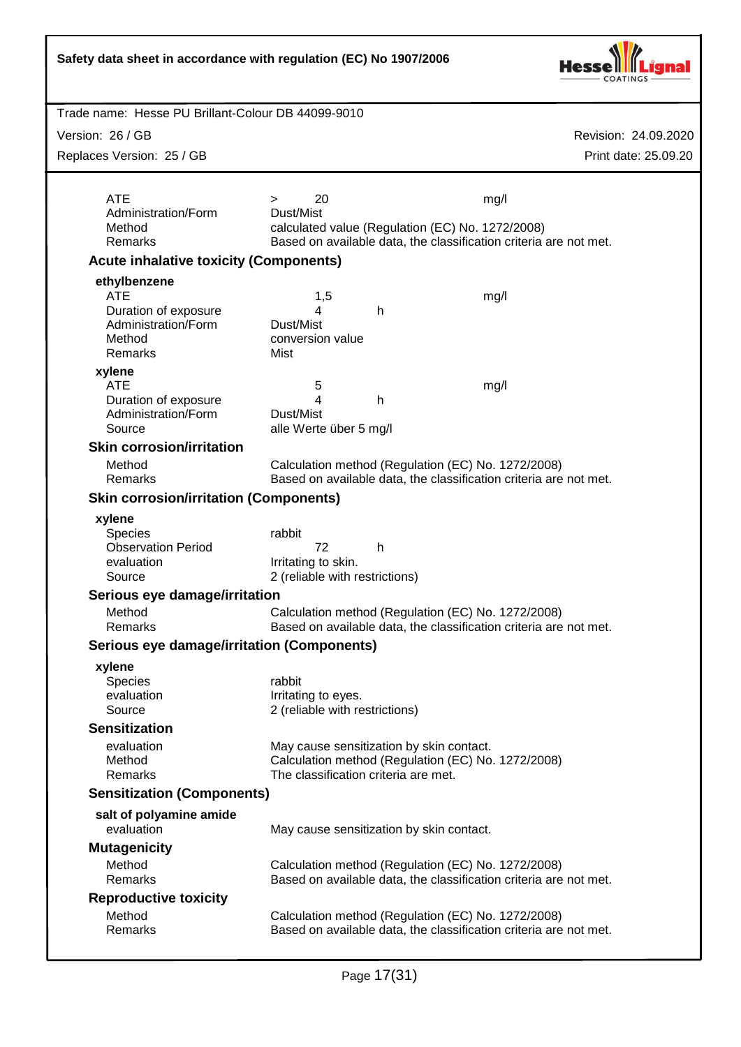| | | | |
|---|---|---|---|
| ATE | > 20 | | mg/l |
| Administration/Form | Dust/Mist | | |
| Method | calculated value (Regulation (EC) No. 1272/2008) | | |
| Remarks | Based on available data, the classification criteria are not met. | | |

### Acute inhalative toxicity (Components)

**ethylbenzene**

| | | | |
|---|---|---|---|
| ATE | 1,5 | | mg/l |
| Duration of exposure | 4 | h | |
| Administration/Form | Dust/Mist | | |
| Method | conversion value | | |
| Remarks | Mist | | |

**xylene**

| | | | |
|---|---|---|---|
| ATE | 5 | | mg/l |
| Duration of exposure | 4 | h | |
| Administration/Form | Dust/Mist | | |
| Source | alle Werte über 5 mg/l | | |

### Skin corrosion/irritation

| | |
|---|---|
| Method | Calculation method (Regulation (EC) No. 1272/2008) |
| Remarks | Based on available data, the classification criteria are not met. |

### Skin corrosion/irritation (Components)

**xylene**

| | | |
|---|---|---|
| Species | rabbit | |
| Observation Period | 72 | h |
| evaluation | Irritating to skin. | |
| Source | 2 (reliable with restrictions) | |

### Serious eye damage/irritation

| | |
|---|---|
| Method | Calculation method (Regulation (EC) No. 1272/2008) |
| Remarks | Based on available data, the classification criteria are not met. |

### Serious eye damage/irritation (Components)

**xylene**

| | |
|---|---|
| Species | rabbit |
| evaluation | Irritating to eyes. |
| Source | 2 (reliable with restrictions) |

### Sensitization

| | |
|---|---|
| evaluation | May cause sensitization by skin contact. |
| Method | Calculation method (Regulation (EC) No. 1272/2008) |
| Remarks | The classification criteria are met. |

### Sensitization (Components)

**salt of polyamine amide**

| | |
|---|---|
| evaluation | May cause sensitization by skin contact. |

### Mutagenicity

| | |
|---|---|
| Method | Calculation method (Regulation (EC) No. 1272/2008) |
| Remarks | Based on available data, the classification criteria are not met. |

### Reproductive toxicity

| | |
|---|---|
| Method | Calculation method (Regulation (EC) No. 1272/2008) |
| Remarks | Based on available data, the classification criteria are not met. |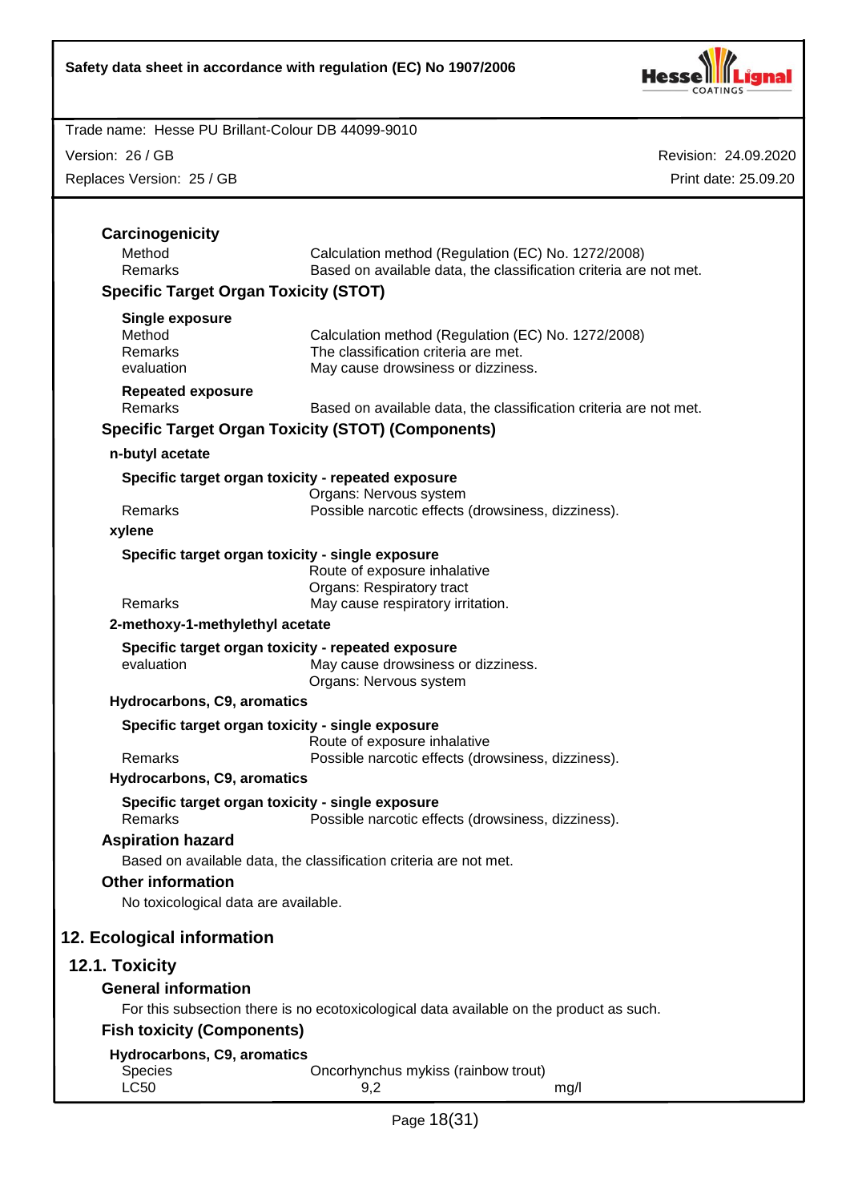**Carcinogenicity**

| | |
|---|---|
| Method | Calculation method (Regulation (EC) No. 1272/2008) |
| Remarks | Based on available data, the classification criteria are not met. |

**Specific Target Organ Toxicity (STOT)**

**Single exposure**

| | |
|---|---|
| Method | Calculation method (Regulation (EC) No. 1272/2008) |
| Remarks | The classification criteria are met. |
| evaluation | May cause drowsiness or dizziness. |

**Repeated exposure**

| | |
|---|---|
| Remarks | Based on available data, the classification criteria are not met. |

**Specific Target Organ Toxicity (STOT) (Components)**

**n-butyl acetate**

**Specific target organ toxicity - repeated exposure**

| | |
|---|---|
| | Organs: Nervous system |
| Remarks | Possible narcotic effects (drowsiness, dizziness). |

**xylene**

**Specific target organ toxicity - single exposure**

| | |
|---|---|
| | Route of exposure inhalative |
| | Organs: Respiratory tract |
| Remarks | May cause respiratory irritation. |

**2-methoxy-1-methylethyl acetate**

**Specific target organ toxicity - repeated exposure**

| | |
|---|---|
| evaluation | May cause drowsiness or dizziness. |
| | Organs: Nervous system |

**Hydrocarbons, C9, aromatics**

**Specific target organ toxicity - single exposure**

| | |
|---|---|
| | Route of exposure inhalative |
| Remarks | Possible narcotic effects (drowsiness, dizziness). |

**Hydrocarbons, C9, aromatics**

**Specific target organ toxicity - single exposure**

| | |
|---|---|
| Remarks | Possible narcotic effects (drowsiness, dizziness). |

**Aspiration hazard**

Based on available data, the classification criteria are not met.

**Other information**

No toxicological data are available.

## 12. Ecological information

### 12.1. Toxicity

**General information**

For this subsection there is no ecotoxicological data available on the product as such.

**Fish toxicity (Components)**

**Hydrocarbons, C9, aromatics**

| | | |
|---|---|---|
| Species | Oncorhynchus mykiss (rainbow trout) | |
| LC50 | 9,2 | mg/l |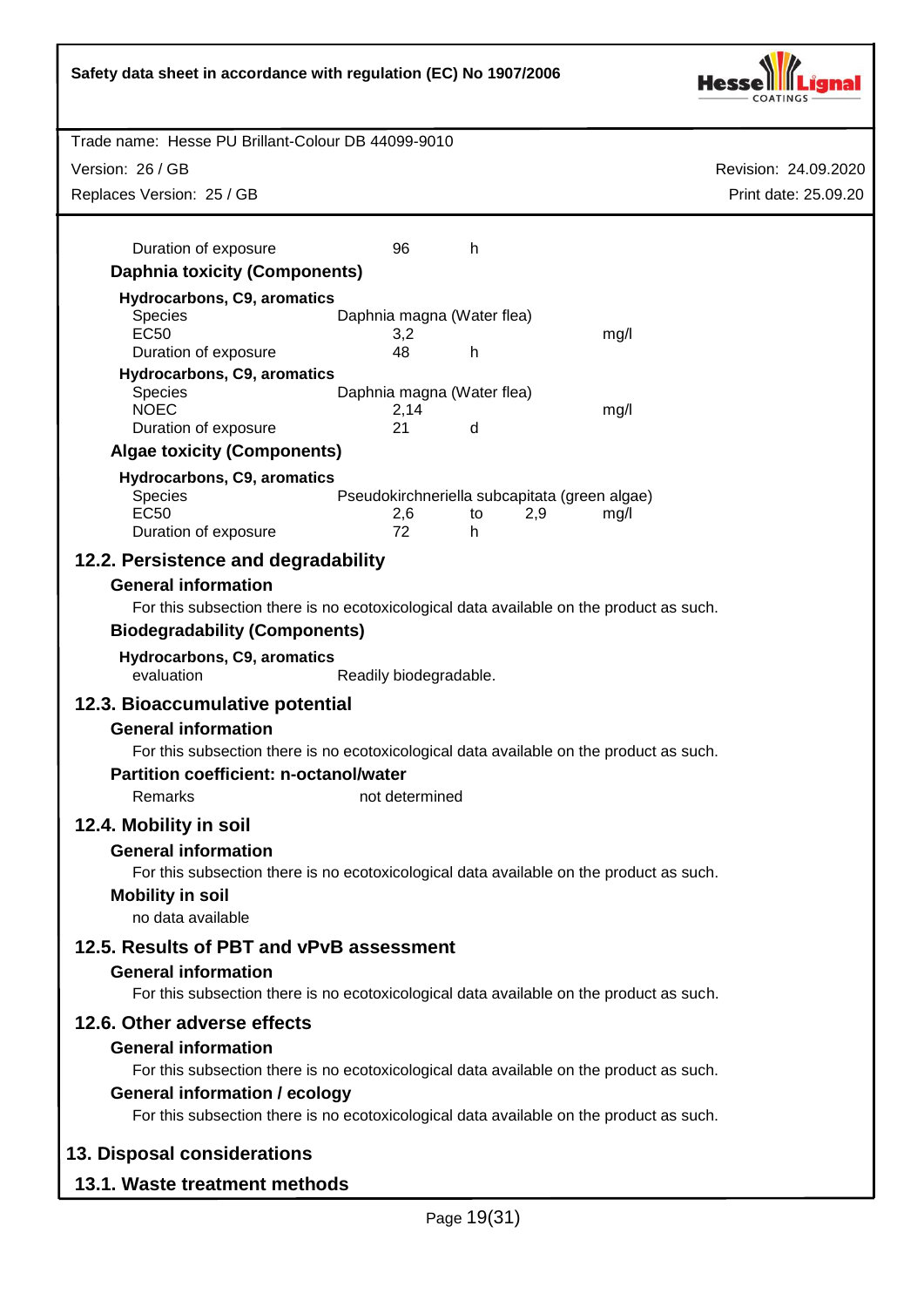| | | | | |
|---|---|---|---|---|
| Duration of exposure | 96 | h | | |

**Daphnia toxicity (Components)**

**Hydrocarbons, C9, aromatics**

| | | | | |
|---|---|---|---|---|
| Species | Daphnia magna (Water flea) | | | |
| EC50 | 3,2 | | | mg/l |
| Duration of exposure | 48 | h | | |

**Hydrocarbons, C9, aromatics**

| | | | | |
|---|---|---|---|---|
| Species | Daphnia magna (Water flea) | | | |
| NOEC | 2,14 | | | mg/l |
| Duration of exposure | 21 | d | | |

**Algae toxicity (Components)**

**Hydrocarbons, C9, aromatics**

| | | | | |
|---|---|---|---|---|
| Species | Pseudokirchneriella subcapitata (green algae) | | | |
| EC50 | 2,6 | to | 2,9 | mg/l |
| Duration of exposure | 72 | h | | |

## 12.2. Persistence and degradability

**General information**

For this subsection there is no ecotoxicological data available on the product as such.

**Biodegradability (Components)**

**Hydrocarbons, C9, aromatics**

evaluation: Readily biodegradable.

## 12.3. Bioaccumulative potential

**General information**

For this subsection there is no ecotoxicological data available on the product as such.

**Partition coefficient: n-octanol/water**

Remarks: not determined

## 12.4. Mobility in soil

**General information**

For this subsection there is no ecotoxicological data available on the product as such.

**Mobility in soil**

no data available

## 12.5. Results of PBT and vPvB assessment

**General information**

For this subsection there is no ecotoxicological data available on the product as such.

## 12.6. Other adverse effects

**General information**

For this subsection there is no ecotoxicological data available on the product as such.

**General information / ecology**

For this subsection there is no ecotoxicological data available on the product as such.

# 13. Disposal considerations

## 13.1. Waste treatment methods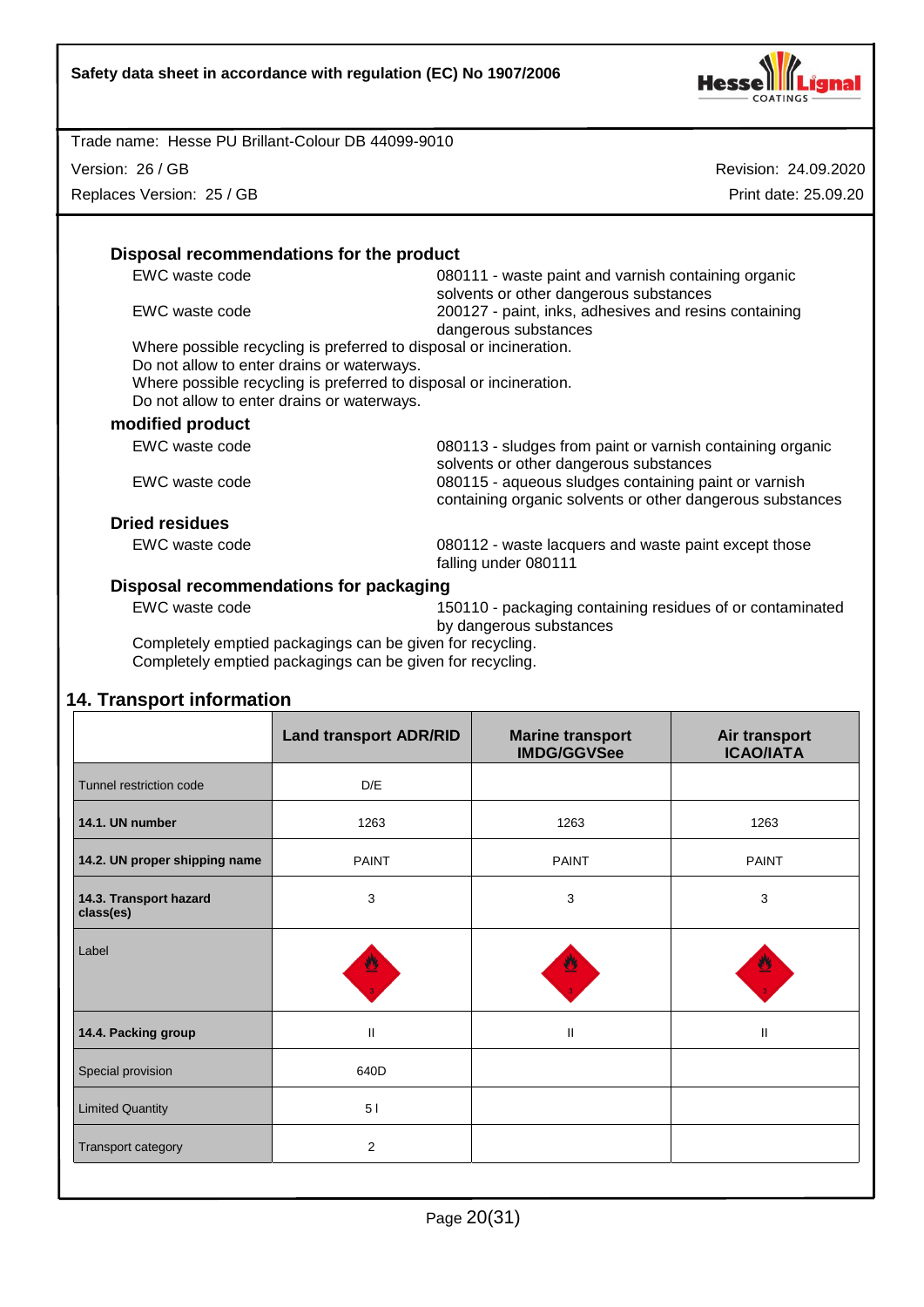### Disposal recommendations for the product

| | |
|---|---|
| EWC waste code | 080111 - waste paint and varnish containing organic solvents or other dangerous substances |
| EWC waste code | 200127 - paint, inks, adhesives and resins containing dangerous substances |

Where possible recycling is preferred to disposal or incineration.
Do not allow to enter drains or waterways.
Where possible recycling is preferred to disposal or incineration.
Do not allow to enter drains or waterways.

### modified product

| | |
|---|---|
| EWC waste code | 080113 - sludges from paint or varnish containing organic solvents or other dangerous substances |
| EWC waste code | 080115 - aqueous sludges containing paint or varnish containing organic solvents or other dangerous substances |

### Dried residues

| | |
|---|---|
| EWC waste code | 080112 - waste lacquers and waste paint except those falling under 080111 |

### Disposal recommendations for packaging

| | |
|---|---|
| EWC waste code | 150110 - packaging containing residues of or contaminated by dangerous substances |

Completely emptied packagings can be given for recycling.
Completely emptied packagings can be given for recycling.

## 14. Transport information

| | Land transport ADR/RID | Marine transport IMDG/GGVSee | Air transport ICAO/IATA |
|---|---|---|---|
| Tunnel restriction code | D/E | | |
| **14.1. UN number** | 1263 | 1263 | 1263 |
| **14.2. UN proper shipping name** | PAINT | PAINT | PAINT |
| **14.3. Transport hazard class(es)** | 3 | 3 | 3 |
| Label | 3 | 3 | 3 |
| **14.4. Packing group** | II | II | II |
| Special provision | 640D | | |
| Limited Quantity | 5 l | | |
| Transport category | 2 | | |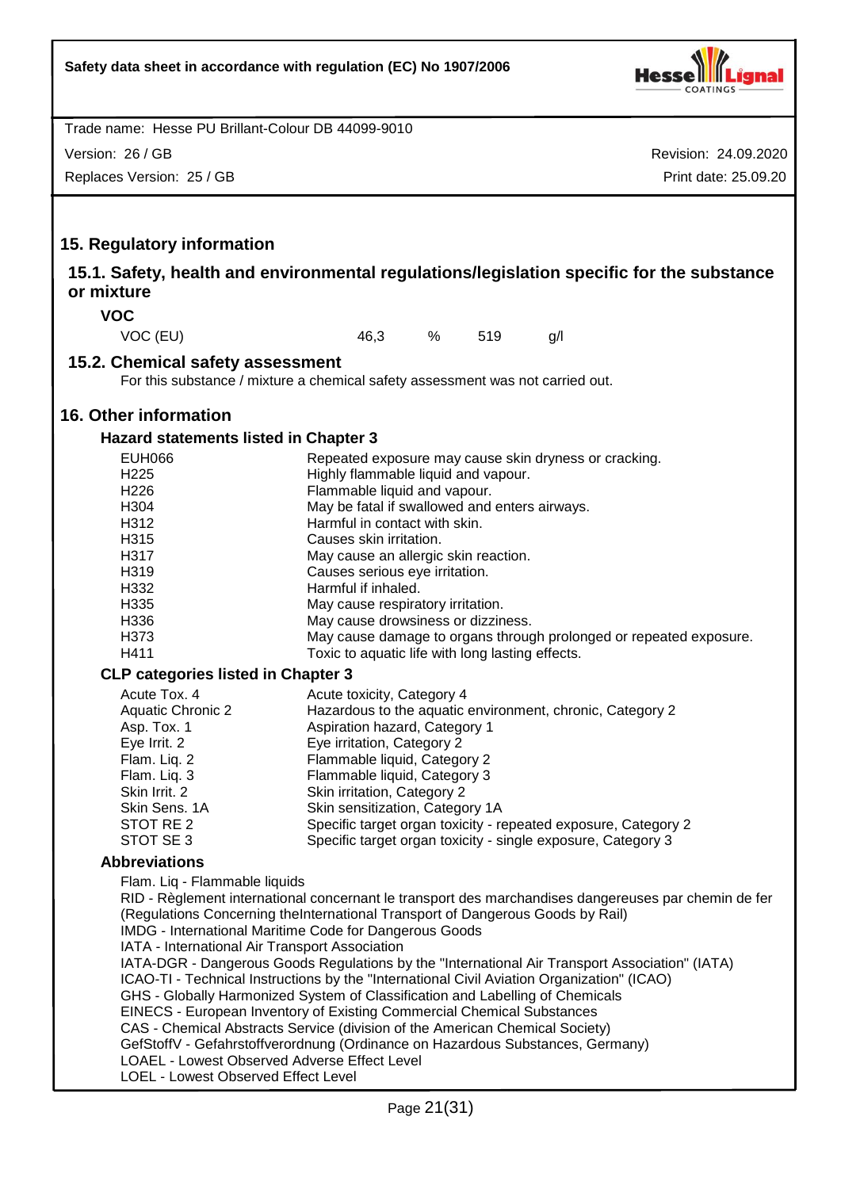## 15. Regulatory information

### 15.1. Safety, health and environmental regulations/legislation specific for the substance or mixture

**VOC**

| | | | | |
|---|---|---|---|---|
| VOC (EU) | 46,3 | % | 519 | g/l |

### 15.2. Chemical safety assessment

For this substance / mixture a chemical safety assessment was not carried out.

## 16. Other information

**Hazard statements listed in Chapter 3**

| | |
|---|---|
| EUH066 | Repeated exposure may cause skin dryness or cracking. |
| H225 | Highly flammable liquid and vapour. |
| H226 | Flammable liquid and vapour. |
| H304 | May be fatal if swallowed and enters airways. |
| H312 | Harmful in contact with skin. |
| H315 | Causes skin irritation. |
| H317 | May cause an allergic skin reaction. |
| H319 | Causes serious eye irritation. |
| H332 | Harmful if inhaled. |
| H335 | May cause respiratory irritation. |
| H336 | May cause drowsiness or dizziness. |
| H373 | May cause damage to organs through prolonged or repeated exposure. |
| H411 | Toxic to aquatic life with long lasting effects. |

**CLP categories listed in Chapter 3**

| | |
|---|---|
| Acute Tox. 4 | Acute toxicity, Category 4 |
| Aquatic Chronic 2 | Hazardous to the aquatic environment, chronic, Category 2 |
| Asp. Tox. 1 | Aspiration hazard, Category 1 |
| Eye Irrit. 2 | Eye irritation, Category 2 |
| Flam. Liq. 2 | Flammable liquid, Category 2 |
| Flam. Liq. 3 | Flammable liquid, Category 3 |
| Skin Irrit. 2 | Skin irritation, Category 2 |
| Skin Sens. 1A | Skin sensitization, Category 1A |
| STOT RE 2 | Specific target organ toxicity - repeated exposure, Category 2 |
| STOT SE 3 | Specific target organ toxicity - single exposure, Category 3 |

**Abbreviations**

Flam. Liq - Flammable liquids
RID - Règlement international concernant le transport des marchandises dangereuses par chemin de fer (Regulations Concerning theInternational Transport of Dangerous Goods by Rail)
IMDG - International Maritime Code for Dangerous Goods
IATA - International Air Transport Association
IATA-DGR - Dangerous Goods Regulations by the "International Air Transport Association" (IATA)
ICAO-TI - Technical Instructions by the "International Civil Aviation Organization" (ICAO)
GHS - Globally Harmonized System of Classification and Labelling of Chemicals
EINECS - European Inventory of Existing Commercial Chemical Substances
CAS - Chemical Abstracts Service (division of the American Chemical Society)
GefStoffV - Gefahrstoffverordnung (Ordinance on Hazardous Substances, Germany)
LOAEL - Lowest Observed Adverse Effect Level
LOEL - Lowest Observed Effect Level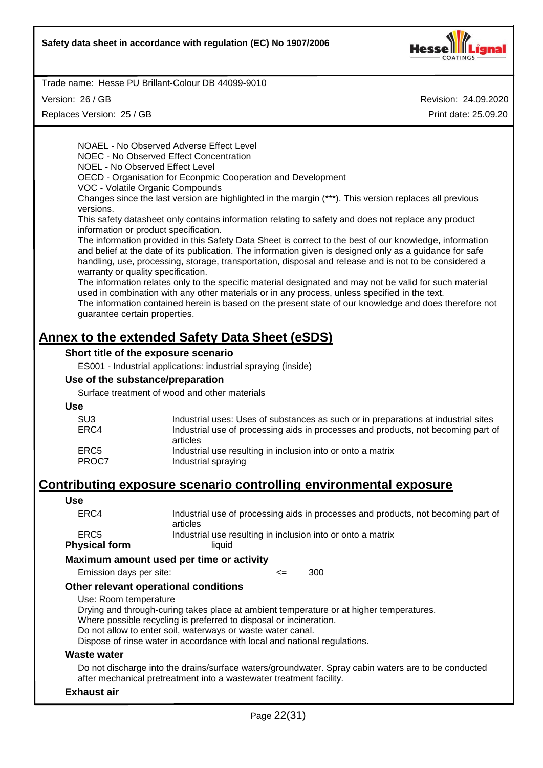NOAEL - No Observed Adverse Effect Level
NOEC - No Observed Effect Concentration
NOEL - No Observed Effect Level
OECD - Organisation for Econpmic Cooperation and Development
VOC - Volatile Organic Compounds
Changes since the last version are highlighted in the margin (***). This version replaces all previous versions.
This safety datasheet only contains information relating to safety and does not replace any product information or product specification.
The information provided in this Safety Data Sheet is correct to the best of our knowledge, information and belief at the date of its publication. The information given is designed only as a guidance for safe handling, use, processing, storage, transportation, disposal and release and is not to be considered a warranty or quality specification.
The information relates only to the specific material designated and may not be valid for such material used in combination with any other materials or in any process, unless specified in the text.
The information contained herein is based on the present state of our knowledge and does therefore not guarantee certain properties.

# Annex to the extended Safety Data Sheet (eSDS)

### Short title of the exposure scenario

ES001 - Industrial applications: industrial spraying (inside)

### Use of the substance/preparation

Surface treatment of wood and other materials

### Use

| | |
|---|---|
| SU3 | Industrial uses: Uses of substances as such or in preparations at industrial sites |
| ERC4 | Industrial use of processing aids in processes and products, not becoming part of articles |
| ERC5 | Industrial use resulting in inclusion into or onto a matrix |
| PROC7 | Industrial spraying |

# Contributing exposure scenario controlling environmental exposure

### Use

| | |
|---|---|
| ERC4 | Industrial use of processing aids in processes and products, not becoming part of articles |
| ERC5 | Industrial use resulting in inclusion into or onto a matrix |

**Physical form** liquid

### Maximum amount used per time or activity

Emission days per site: <= 300

### Other relevant operational conditions

Use: Room temperature
Drying and through-curing takes place at ambient temperature or at higher temperatures.
Where possible recycling is preferred to disposal or incineration.
Do not allow to enter soil, waterways or waste water canal.
Dispose of rinse water in accordance with local and national regulations.

### Waste water

Do not discharge into the drains/surface waters/groundwater. Spray cabin waters are to be conducted after mechanical pretreatment into a wastewater treatment facility.

### Exhaust air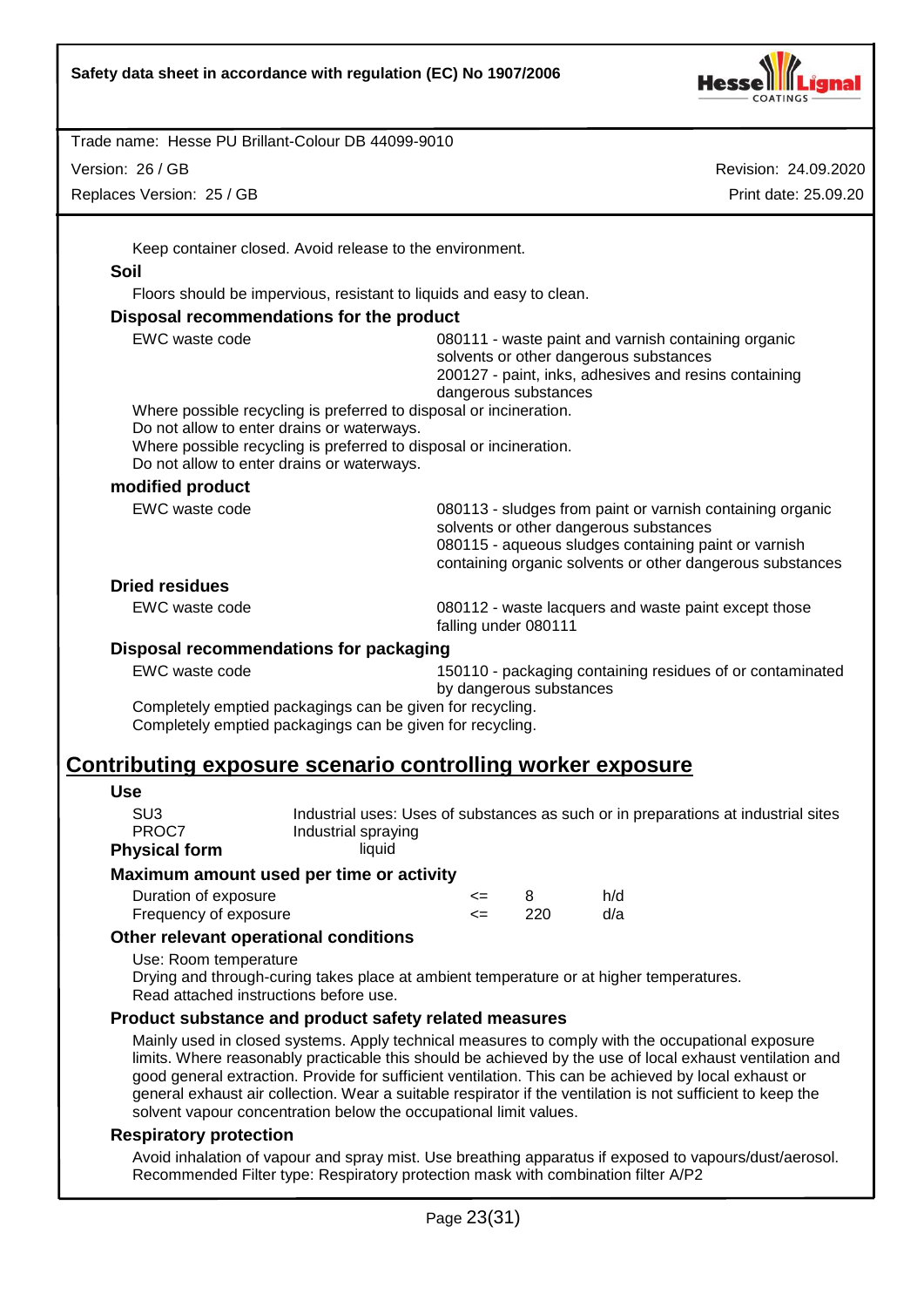Keep container closed. Avoid release to the environment.

**Soil**

Floors should be impervious, resistant to liquids and easy to clean.

**Disposal recommendations for the product**

| | |
|---|---|
| EWC waste code | 080111 - waste paint and varnish containing organic solvents or other dangerous substances<br>200127 - paint, inks, adhesives and resins containing dangerous substances |

Where possible recycling is preferred to disposal or incineration.
Do not allow to enter drains or waterways.
Where possible recycling is preferred to disposal or incineration.
Do not allow to enter drains or waterways.

**modified product**

| | |
|---|---|
| EWC waste code | 080113 - sludges from paint or varnish containing organic solvents or other dangerous substances<br>080115 - aqueous sludges containing paint or varnish containing organic solvents or other dangerous substances |

**Dried residues**

| | |
|---|---|
| EWC waste code | 080112 - waste lacquers and waste paint except those falling under 080111 |

**Disposal recommendations for packaging**

| | |
|---|---|
| EWC waste code | 150110 - packaging containing residues of or contaminated by dangerous substances |

Completely emptied packagings can be given for recycling.
Completely emptied packagings can be given for recycling.

## Contributing exposure scenario controlling worker exposure

**Use**

| | |
|---|---|
| SU3 | Industrial uses: Uses of substances as such or in preparations at industrial sites |
| PROC7 | Industrial spraying |

**Physical form** liquid

**Maximum amount used per time or activity**

| | | | |
|---|---|---|---|
| Duration of exposure | <= | 8 | h/d |
| Frequency of exposure | <= | 220 | d/a |

**Other relevant operational conditions**

Use: Room temperature
Drying and through-curing takes place at ambient temperature or at higher temperatures.
Read attached instructions before use.

**Product substance and product safety related measures**

Mainly used in closed systems. Apply technical measures to comply with the occupational exposure limits. Where reasonably practicable this should be achieved by the use of local exhaust ventilation and good general extraction. Provide for sufficient ventilation. This can be achieved by local exhaust or general exhaust air collection. Wear a suitable respirator if the ventilation is not sufficient to keep the solvent vapour concentration below the occupational limit values.

**Respiratory protection**

Avoid inhalation of vapour and spray mist. Use breathing apparatus if exposed to vapours/dust/aerosol. Recommended Filter type: Respiratory protection mask with combination filter A/P2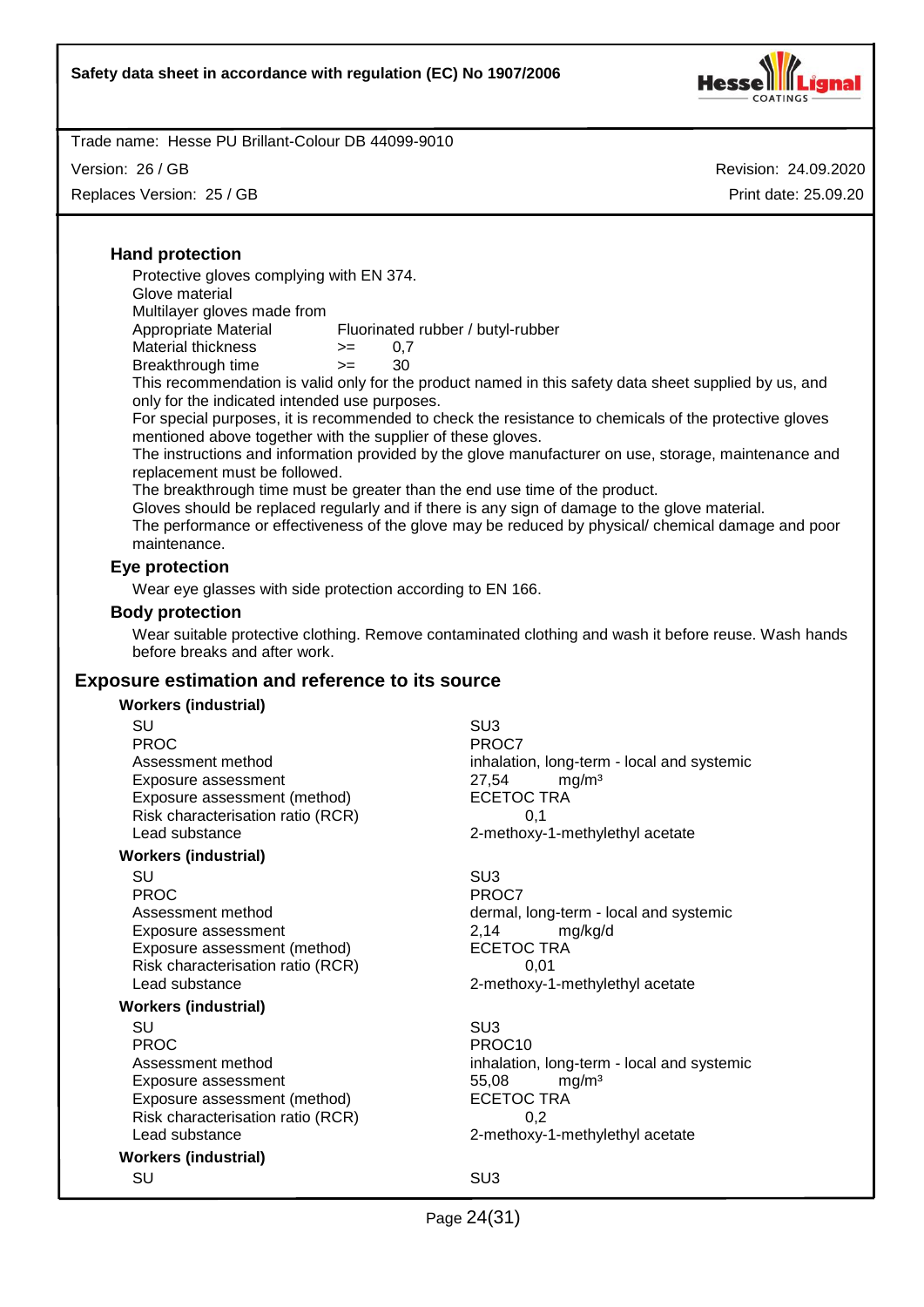### Hand protection

Protective gloves complying with EN 374.
Glove material
Multilayer gloves made from

| | | |
|---|---|---|
| Appropriate Material | Fluorinated rubber / butyl-rubber | |
| Material thickness | >= | 0,7 |
| Breakthrough time | >= | 30 |

This recommendation is valid only for the product named in this safety data sheet supplied by us, and only for the indicated intended use purposes.
For special purposes, it is recommended to check the resistance to chemicals of the protective gloves mentioned above together with the supplier of these gloves.
The instructions and information provided by the glove manufacturer on use, storage, maintenance and replacement must be followed.
The breakthrough time must be greater than the end use time of the product.
Gloves should be replaced regularly and if there is any sign of damage to the glove material.
The performance or effectiveness of the glove may be reduced by physical/ chemical damage and poor maintenance.

### Eye protection

Wear eye glasses with side protection according to EN 166.

### Body protection

Wear suitable protective clothing. Remove contaminated clothing and wash it before reuse. Wash hands before breaks and after work.

## Exposure estimation and reference to its source

**Workers (industrial)**

| | |
|---|---|
| SU | SU3 |
| PROC | PROC7 |
| Assessment method | inhalation, long-term - local and systemic |
| Exposure assessment | 27,54 mg/m³ |
| Exposure assessment (method) | ECETOC TRA |
| Risk characterisation ratio (RCR) | 0,1 |
| Lead substance | 2-methoxy-1-methylethyl acetate |

**Workers (industrial)**

| | |
|---|---|
| SU | SU3 |
| PROC | PROC7 |
| Assessment method | dermal, long-term - local and systemic |
| Exposure assessment | 2,14 mg/kg/d |
| Exposure assessment (method) | ECETOC TRA |
| Risk characterisation ratio (RCR) | 0,01 |
| Lead substance | 2-methoxy-1-methylethyl acetate |

**Workers (industrial)**

| | |
|---|---|
| SU | SU3 |
| PROC | PROC10 |
| Assessment method | inhalation, long-term - local and systemic |
| Exposure assessment | 55,08 mg/m³ |
| Exposure assessment (method) | ECETOC TRA |
| Risk characterisation ratio (RCR) | 0,2 |
| Lead substance | 2-methoxy-1-methylethyl acetate |

**Workers (industrial)**

| | |
|---|---|
| SU | SU3 |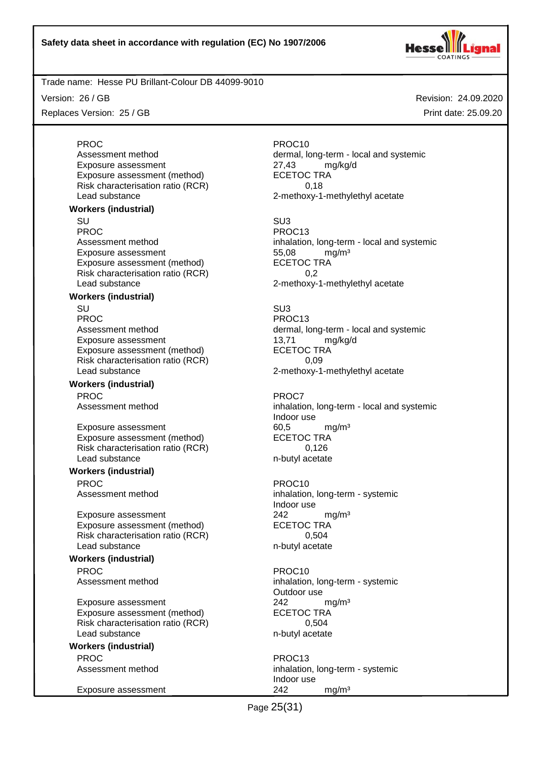Trade name: Hesse PU Brillant-Colour DB 44099-9010

Version: 26 / GB

Replaces Version: 25 / GB

Revision: 24.09.2020

Print date: 25.09.20

| | |
|---|---|
| PROC | PROC10 |
| Assessment method | dermal, long-term - local and systemic |
| Exposure assessment | 27,43 mg/kg/d |
| Exposure assessment (method) | ECETOC TRA |
| Risk characterisation ratio (RCR) | 0,18 |
| Lead substance | 2-methoxy-1-methylethyl acetate |

**Workers (industrial)**

| | |
|---|---|
| SU | SU3 |
| PROC | PROC13 |
| Assessment method | inhalation, long-term - local and systemic |
| Exposure assessment | 55,08 mg/m³ |
| Exposure assessment (method) | ECETOC TRA |
| Risk characterisation ratio (RCR) | 0,2 |
| Lead substance | 2-methoxy-1-methylethyl acetate |

**Workers (industrial)**

| | |
|---|---|
| SU | SU3 |
| PROC | PROC13 |
| Assessment method | dermal, long-term - local and systemic |
| Exposure assessment | 13,71 mg/kg/d |
| Exposure assessment (method) | ECETOC TRA |
| Risk characterisation ratio (RCR) | 0,09 |
| Lead substance | 2-methoxy-1-methylethyl acetate |

**Workers (industrial)**

| | |
|---|---|
| PROC | PROC7 |
| Assessment method | inhalation, long-term - local and systemic<br>Indoor use |
| Exposure assessment | 60,5 mg/m³ |
| Exposure assessment (method) | ECETOC TRA |
| Risk characterisation ratio (RCR) | 0,126 |
| Lead substance | n-butyl acetate |

**Workers (industrial)**

| | |
|---|---|
| PROC | PROC10 |
| Assessment method | inhalation, long-term - systemic<br>Indoor use |
| Exposure assessment | 242 mg/m³ |
| Exposure assessment (method) | ECETOC TRA |
| Risk characterisation ratio (RCR) | 0,504 |
| Lead substance | n-butyl acetate |

**Workers (industrial)**

| | |
|---|---|
| PROC | PROC10 |
| Assessment method | inhalation, long-term - systemic<br>Outdoor use |
| Exposure assessment | 242 mg/m³ |
| Exposure assessment (method) | ECETOC TRA |
| Risk characterisation ratio (RCR) | 0,504 |
| Lead substance | n-butyl acetate |

**Workers (industrial)**

| | |
|---|---|
| PROC | PROC13 |
| Assessment method | inhalation, long-term - systemic<br>Indoor use |
| Exposure assessment | 242 mg/m³ |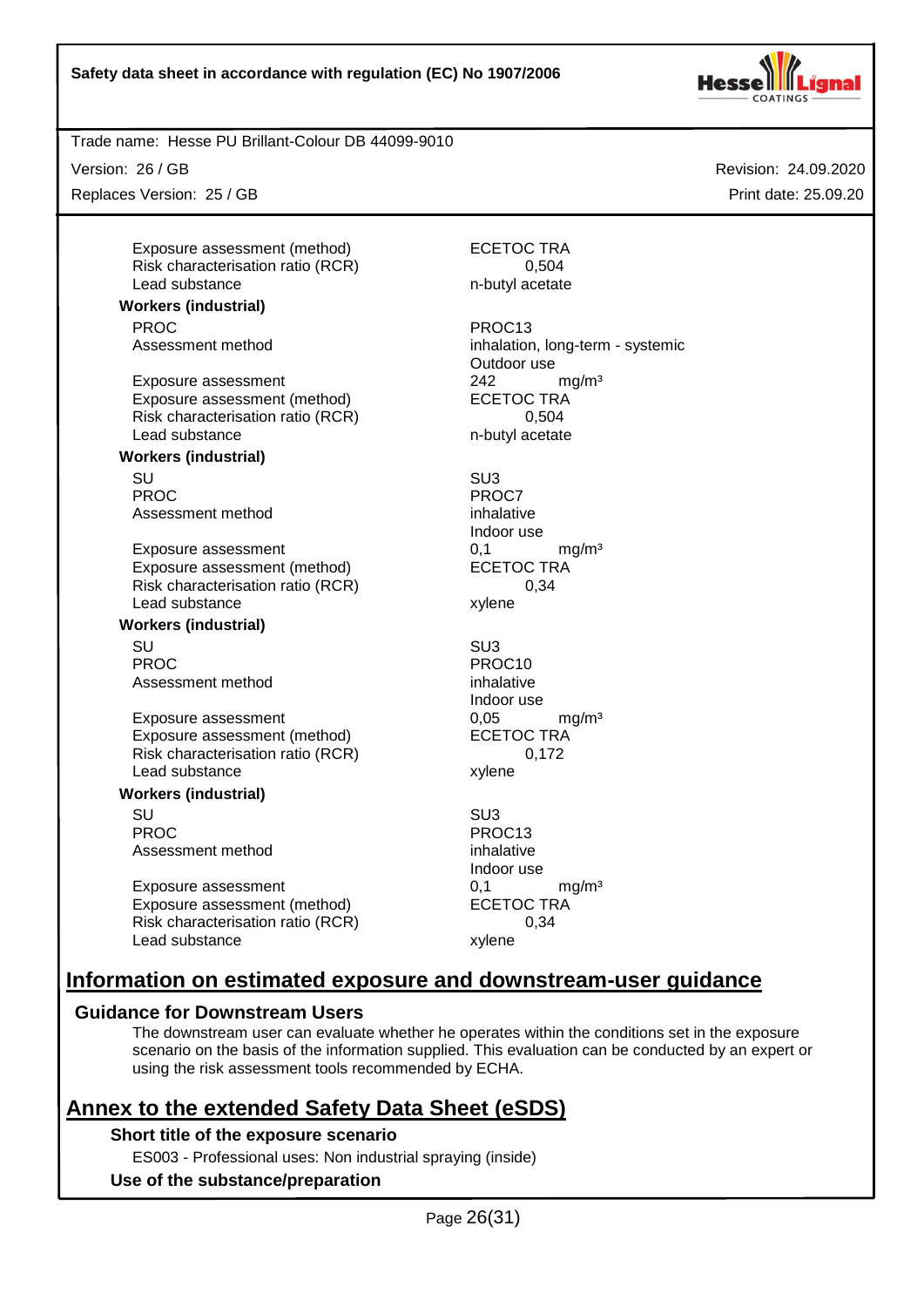| | |
|---|---|
| Exposure assessment (method) | ECETOC TRA |
| Risk characterisation ratio (RCR) | 0,504 |
| Lead substance | n-butyl acetate |

**Workers (industrial)**

| | |
|---|---|
| PROC | PROC13 |
| Assessment method | inhalation, long-term - systemic<br>Outdoor use |
| Exposure assessment | 242 mg/m³ |
| Exposure assessment (method) | ECETOC TRA |
| Risk characterisation ratio (RCR) | 0,504 |
| Lead substance | n-butyl acetate |

**Workers (industrial)**

| | |
|---|---|
| SU | SU3 |
| PROC | PROC7 |
| Assessment method | inhalative<br>Indoor use |
| Exposure assessment | 0,1 mg/m³ |
| Exposure assessment (method) | ECETOC TRA |
| Risk characterisation ratio (RCR) | 0,34 |
| Lead substance | xylene |

**Workers (industrial)**

| | |
|---|---|
| SU | SU3 |
| PROC | PROC10 |
| Assessment method | inhalative<br>Indoor use |
| Exposure assessment | 0,05 mg/m³ |
| Exposure assessment (method) | ECETOC TRA |
| Risk characterisation ratio (RCR) | 0,172 |
| Lead substance | xylene |

**Workers (industrial)**

| | |
|---|---|
| SU | SU3 |
| PROC | PROC13 |
| Assessment method | inhalative<br>Indoor use |
| Exposure assessment | 0,1 mg/m³ |
| Exposure assessment (method) | ECETOC TRA |
| Risk characterisation ratio (RCR) | 0,34 |
| Lead substance | xylene |

## Information on estimated exposure and downstream-user guidance

### Guidance for Downstream Users

The downstream user can evaluate whether he operates within the conditions set in the exposure scenario on the basis of the information supplied. This evaluation can be conducted by an expert or using the risk assessment tools recommended by ECHA.

## Annex to the extended Safety Data Sheet (eSDS)

**Short title of the exposure scenario**

ES003 - Professional uses: Non industrial spraying (inside)

**Use of the substance/preparation**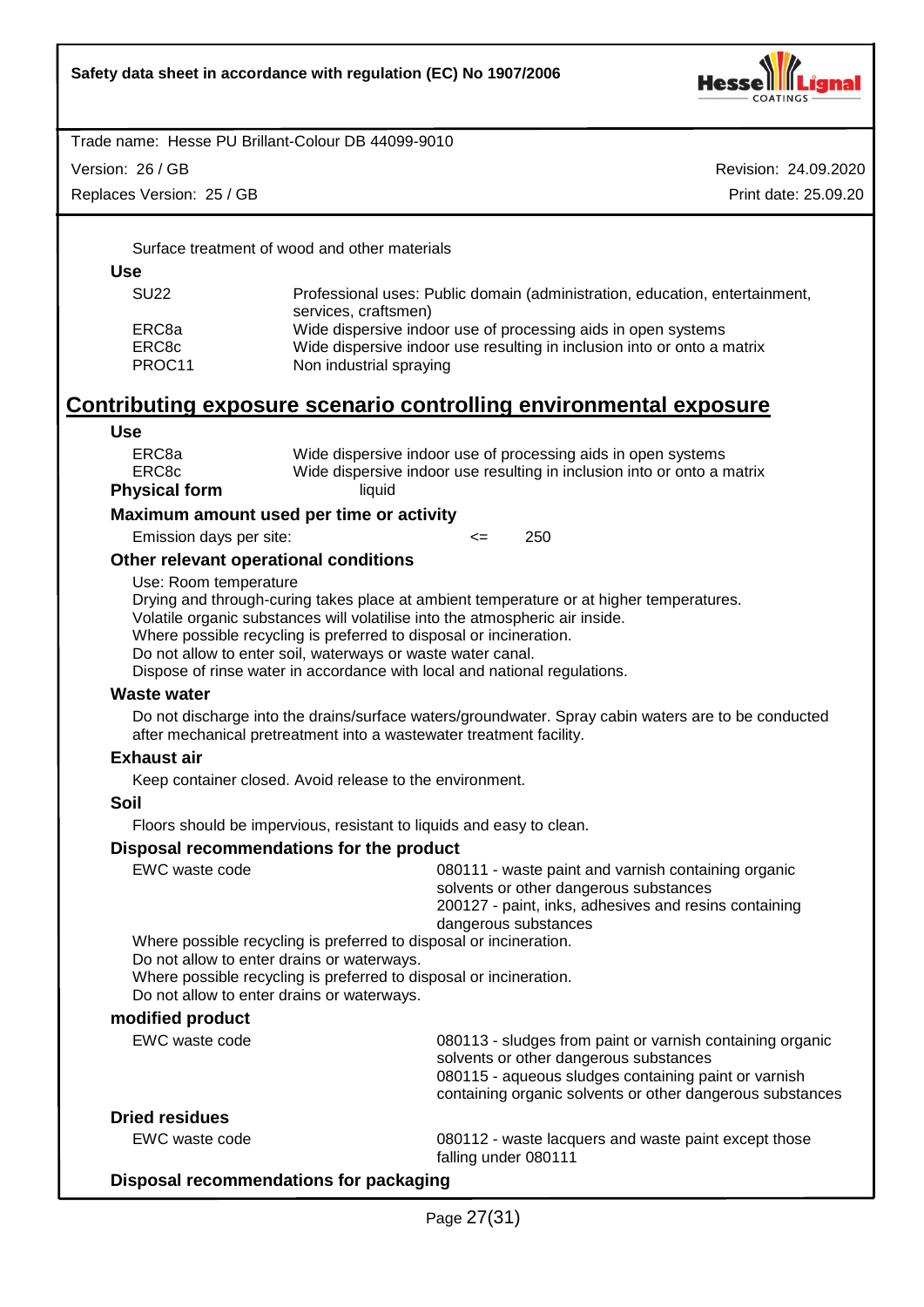Surface treatment of wood and other materials

**Use**

| | |
|---|---|
| SU22 | Professional uses: Public domain (administration, education, entertainment, services, craftsmen) |
| ERC8a | Wide dispersive indoor use of processing aids in open systems |
| ERC8c | Wide dispersive indoor use resulting in inclusion into or onto a matrix |
| PROC11 | Non industrial spraying |

## Contributing exposure scenario controlling environmental exposure

**Use**

| | |
|---|---|
| ERC8a | Wide dispersive indoor use of processing aids in open systems |
| ERC8c | Wide dispersive indoor use resulting in inclusion into or onto a matrix |

**Physical form** liquid

**Maximum amount used per time or activity**

Emission days per site: <= 250

**Other relevant operational conditions**

Use: Room temperature
Drying and through-curing takes place at ambient temperature or at higher temperatures.
Volatile organic substances will volatilise into the atmospheric air inside.
Where possible recycling is preferred to disposal or incineration.
Do not allow to enter soil, waterways or waste water canal.
Dispose of rinse water in accordance with local and national regulations.

**Waste water**

Do not discharge into the drains/surface waters/groundwater. Spray cabin waters are to be conducted after mechanical pretreatment into a wastewater treatment facility.

**Exhaust air**

Keep container closed. Avoid release to the environment.

**Soil**

Floors should be impervious, resistant to liquids and easy to clean.

**Disposal recommendations for the product**

EWC waste code: 080111 - waste paint and varnish containing organic solvents or other dangerous substances
200127 - paint, inks, adhesives and resins containing dangerous substances

Where possible recycling is preferred to disposal or incineration.
Do not allow to enter drains or waterways.
Where possible recycling is preferred to disposal or incineration.
Do not allow to enter drains or waterways.

**modified product**

EWC waste code: 080113 - sludges from paint or varnish containing organic solvents or other dangerous substances
080115 - aqueous sludges containing paint or varnish containing organic solvents or other dangerous substances

**Dried residues**

EWC waste code: 080112 - waste lacquers and waste paint except those falling under 080111

**Disposal recommendations for packaging**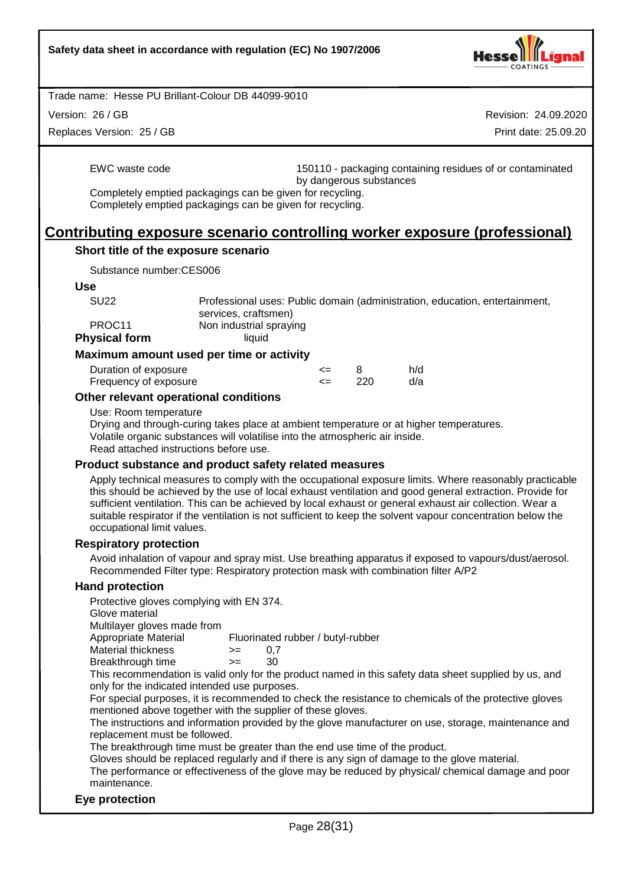EWC waste code: 150110 - packaging containing residues of or contaminated by dangerous substances

Completely emptied packagings can be given for recycling.
Completely emptied packagings can be given for recycling.

# Contributing exposure scenario controlling worker exposure (professional)

### Short title of the exposure scenario

Substance number:CES006

**Use**

| | |
|---|---|
| SU22 | Professional uses: Public domain (administration, education, entertainment, services, craftsmen) |
| PROC11 | Non industrial spraying |

**Physical form** liquid

### Maximum amount used per time or activity

| | | | |
|---|---|---|---|
| Duration of exposure | <= | 8 | h/d |
| Frequency of exposure | <= | 220 | d/a |

### Other relevant operational conditions

Use: Room temperature
Drying and through-curing takes place at ambient temperature or at higher temperatures.
Volatile organic substances will volatilise into the atmospheric air inside.
Read attached instructions before use.

### Product substance and product safety related measures

Apply technical measures to comply with the occupational exposure limits. Where reasonably practicable this should be achieved by the use of local exhaust ventilation and good general extraction. Provide for sufficient ventilation. This can be achieved by local exhaust or general exhaust air collection. Wear a suitable respirator if the ventilation is not sufficient to keep the solvent vapour concentration below the occupational limit values.

### Respiratory protection

Avoid inhalation of vapour and spray mist. Use breathing apparatus if exposed to vapours/dust/aerosol.
Recommended Filter type: Respiratory protection mask with combination filter A/P2

### Hand protection

Protective gloves complying with EN 374.
Glove material
Multilayer gloves made from

| | | |
|---|---|---|
| Appropriate Material | | Fluorinated rubber / butyl-rubber |
| Material thickness | >= | 0,7 |
| Breakthrough time | >= | 30 |

This recommendation is valid only for the product named in this safety data sheet supplied by us, and only for the indicated intended use purposes.
For special purposes, it is recommended to check the resistance to chemicals of the protective gloves mentioned above together with the supplier of these gloves.
The instructions and information provided by the glove manufacturer on use, storage, maintenance and replacement must be followed.
The breakthrough time must be greater than the end use time of the product.
Gloves should be replaced regularly and if there is any sign of damage to the glove material.
The performance or effectiveness of the glove may be reduced by physical/ chemical damage and poor maintenance.

### Eye protection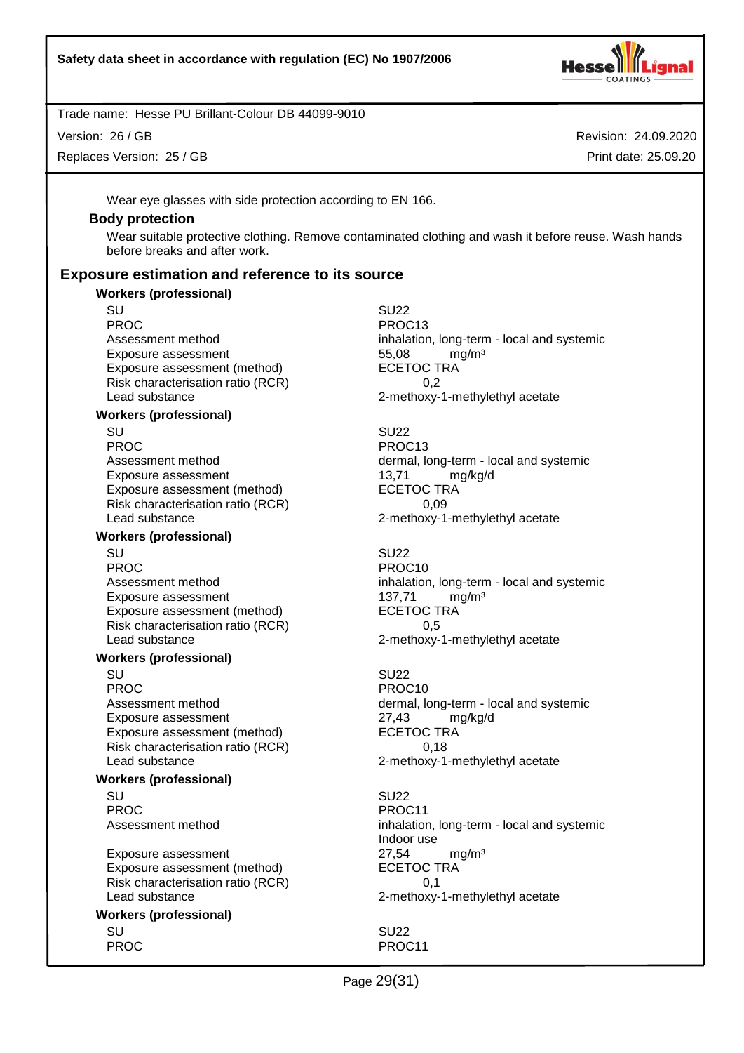Wear eye glasses with side protection according to EN 166.

### Body protection

Wear suitable protective clothing. Remove contaminated clothing and wash it before reuse. Wash hands before breaks and after work.

## Exposure estimation and reference to its source

**Workers (professional)**

| | |
|---|---|
| SU | SU22 |
| PROC | PROC13 |
| Assessment method | inhalation, long-term - local and systemic |
| Exposure assessment | 55,08 mg/m³ |
| Exposure assessment (method) | ECETOC TRA |
| Risk characterisation ratio (RCR) | 0,2 |
| Lead substance | 2-methoxy-1-methylethyl acetate |

**Workers (professional)**

| | |
|---|---|
| SU | SU22 |
| PROC | PROC13 |
| Assessment method | dermal, long-term - local and systemic |
| Exposure assessment | 13,71 mg/kg/d |
| Exposure assessment (method) | ECETOC TRA |
| Risk characterisation ratio (RCR) | 0,09 |
| Lead substance | 2-methoxy-1-methylethyl acetate |

**Workers (professional)**

| | |
|---|---|
| SU | SU22 |
| PROC | PROC10 |
| Assessment method | inhalation, long-term - local and systemic |
| Exposure assessment | 137,71 mg/m³ |
| Exposure assessment (method) | ECETOC TRA |
| Risk characterisation ratio (RCR) | 0,5 |
| Lead substance | 2-methoxy-1-methylethyl acetate |

**Workers (professional)**

| | |
|---|---|
| SU | SU22 |
| PROC | PROC10 |
| Assessment method | dermal, long-term - local and systemic |
| Exposure assessment | 27,43 mg/kg/d |
| Exposure assessment (method) | ECETOC TRA |
| Risk characterisation ratio (RCR) | 0,18 |
| Lead substance | 2-methoxy-1-methylethyl acetate |

**Workers (professional)**

| | |
|---|---|
| SU | SU22 |
| PROC | PROC11 |
| Assessment method | inhalation, long-term - local and systemic<br>Indoor use |
| Exposure assessment | 27,54 mg/m³ |
| Exposure assessment (method) | ECETOC TRA |
| Risk characterisation ratio (RCR) | 0,1 |
| Lead substance | 2-methoxy-1-methylethyl acetate |

**Workers (professional)**

| | |
|---|---|
| SU | SU22 |
| PROC | PROC11 |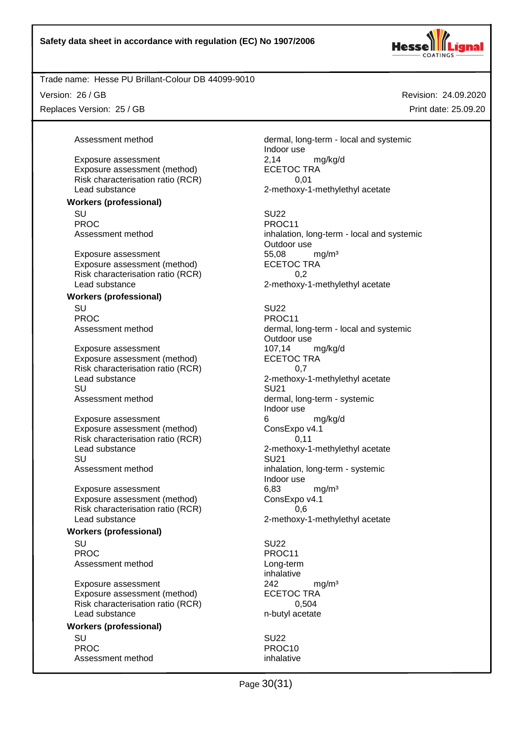| | |
|---|---|
| Assessment method | dermal, long-term - local and systemic<br>Indoor use |
| Exposure assessment | 2,14 mg/kg/d |
| Exposure assessment (method) | ECETOC TRA |
| Risk characterisation ratio (RCR) | 0,01 |
| Lead substance | 2-methoxy-1-methylethyl acetate |

**Workers (professional)**

| | |
|---|---|
| SU | SU22 |
| PROC | PROC11 |
| Assessment method | inhalation, long-term - local and systemic<br>Outdoor use |
| Exposure assessment | 55,08 mg/m³ |
| Exposure assessment (method) | ECETOC TRA |
| Risk characterisation ratio (RCR) | 0,2 |
| Lead substance | 2-methoxy-1-methylethyl acetate |

**Workers (professional)**

| | |
|---|---|
| SU | SU22 |
| PROC | PROC11 |
| Assessment method | dermal, long-term - local and systemic<br>Outdoor use |
| Exposure assessment | 107,14 mg/kg/d |
| Exposure assessment (method) | ECETOC TRA |
| Risk characterisation ratio (RCR) | 0,7 |
| Lead substance | 2-methoxy-1-methylethyl acetate |
| SU | SU21 |
| Assessment method | dermal, long-term - systemic<br>Indoor use |
| Exposure assessment | 6 mg/kg/d |
| Exposure assessment (method) | ConsExpo v4.1 |
| Risk characterisation ratio (RCR) | 0,11 |
| Lead substance | 2-methoxy-1-methylethyl acetate |
| SU | SU21 |
| Assessment method | inhalation, long-term - systemic<br>Indoor use |
| Exposure assessment | 6,83 mg/m³ |
| Exposure assessment (method) | ConsExpo v4.1 |
| Risk characterisation ratio (RCR) | 0,6 |
| Lead substance | 2-methoxy-1-methylethyl acetate |

**Workers (professional)**

| | |
|---|---|
| SU | SU22 |
| PROC | PROC11 |
| Assessment method | Long-term<br>inhalative |
| Exposure assessment | 242 mg/m³ |
| Exposure assessment (method) | ECETOC TRA |
| Risk characterisation ratio (RCR) | 0,504 |
| Lead substance | n-butyl acetate |

**Workers (professional)**

| | |
|---|---|
| SU | SU22 |
| PROC | PROC10 |
| Assessment method | inhalative |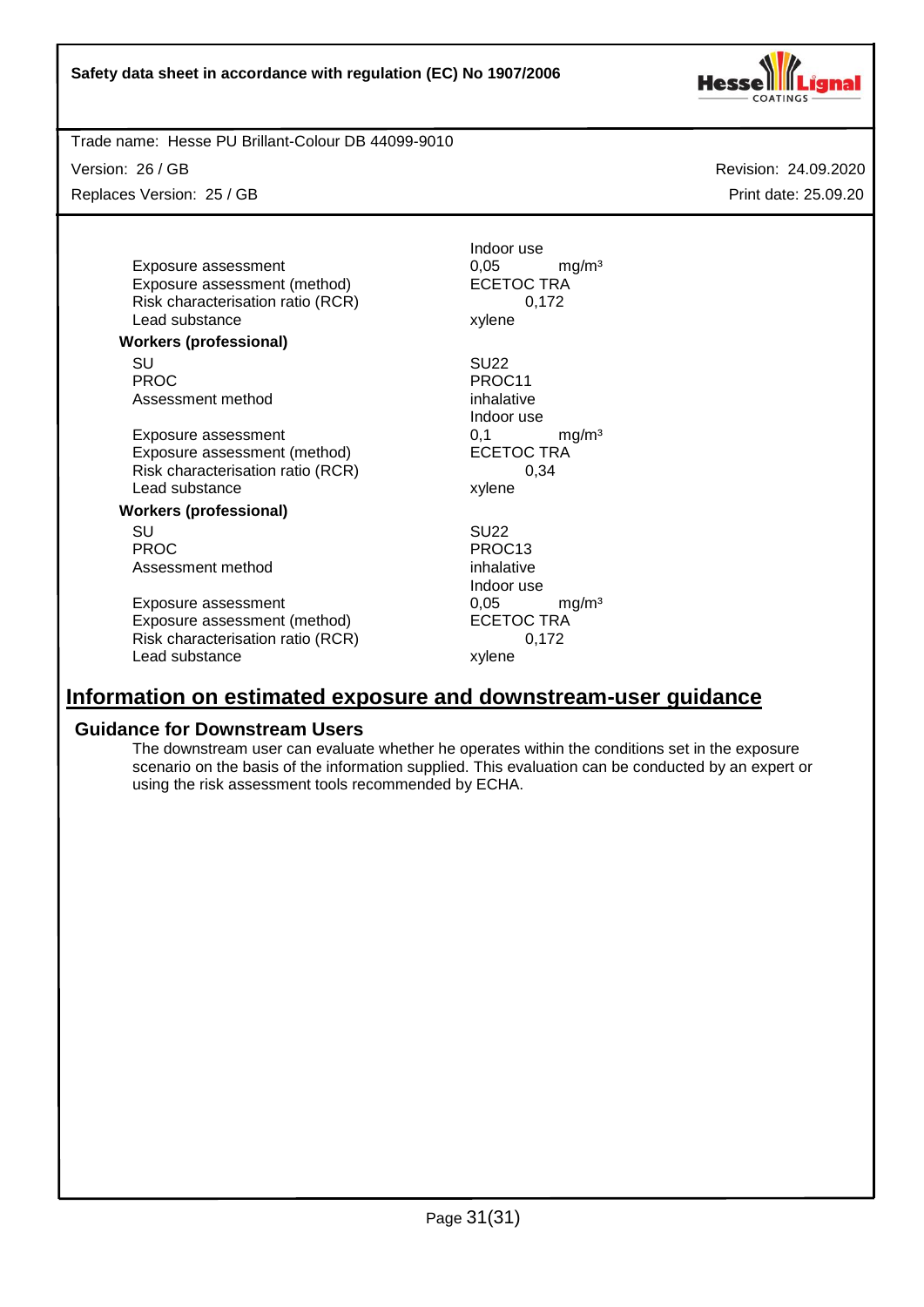| | |
|---|---|
| | Indoor use |
| Exposure assessment | 0,05 mg/m³ |
| Exposure assessment (method) | ECETOC TRA |
| Risk characterisation ratio (RCR) | 0,172 |
| Lead substance | xylene |

**Workers (professional)**

| | |
|---|---|
| SU | SU22 |
| PROC | PROC11 |
| Assessment method | inhalative<br>Indoor use |
| Exposure assessment | 0,1 mg/m³ |
| Exposure assessment (method) | ECETOC TRA |
| Risk characterisation ratio (RCR) | 0,34 |
| Lead substance | xylene |

**Workers (professional)**

| | |
|---|---|
| SU | SU22 |
| PROC | PROC13 |
| Assessment method | inhalative<br>Indoor use |
| Exposure assessment | 0,05 mg/m³ |
| Exposure assessment (method) | ECETOC TRA |
| Risk characterisation ratio (RCR) | 0,172 |
| Lead substance | xylene |

# Information on estimated exposure and downstream-user guidance

## Guidance for Downstream Users

The downstream user can evaluate whether he operates within the conditions set in the exposure scenario on the basis of the information supplied. This evaluation can be conducted by an expert or using the risk assessment tools recommended by ECHA.